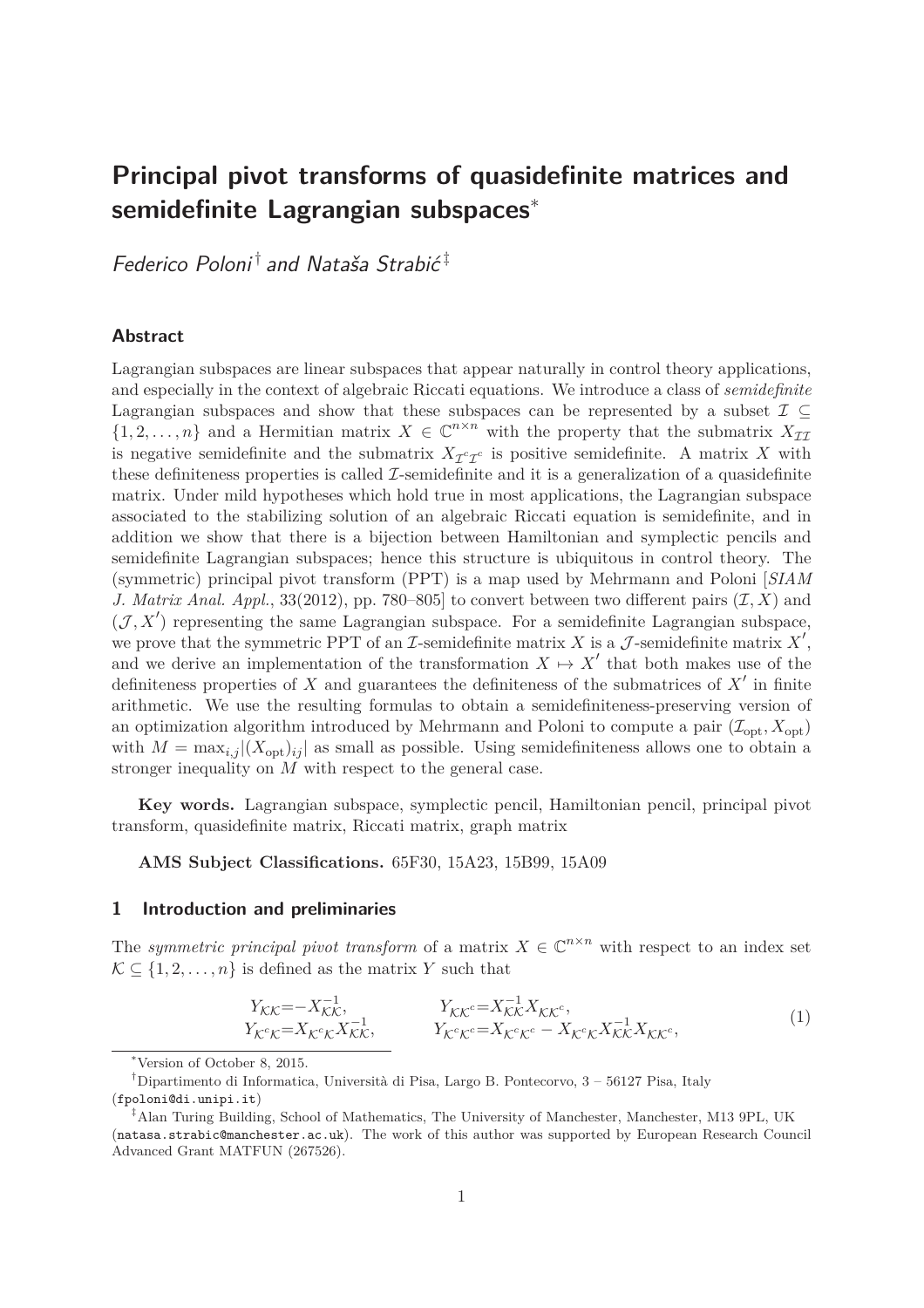# Principal pivot transforms of quasidefinite matrices and semidefinite Lagrangian subspaces*

*Federico Poloni*[†] *and Nataša Strabić*[‡]

## Abstract

Lagrangian subspaces are linear subspaces that appear naturally in control theory applications, and especially in the context of algebraic Riccati equations. We introduce a class of *semidefinite* Lagrangian subspaces and show that these subspaces can be represented by a subset $\mathcal{I} \subseteq \{1, 2, \ldots, n\}$ and a Hermitian matrix $X \in \mathbb{C}^{n\times n}$ with the property that the submatrix $X_{\mathcal{I}\mathcal{I}}$ is negative semidefinite and the submatrix $X_{\mathcal{I}^c\mathcal{I}^c}$ is positive semidefinite. A matrix $X$ with these definiteness properties is called $\mathcal{I}$-semidefinite and it is a generalization of a quasidefinite matrix. Under mild hypotheses which hold true in most applications, the Lagrangian subspace associated to the stabilizing solution of an algebraic Riccati equation is semidefinite, and in addition we show that there is a bijection between Hamiltonian and symplectic pencils and semidefinite Lagrangian subspaces; hence this structure is ubiquitous in control theory. The (symmetric) principal pivot transform (PPT) is a map used by Mehrmann and Poloni [*SIAM J. Matrix Anal. Appl.*, 33(2012), pp. 780–805] to convert between two different pairs $(\mathcal{I}, X)$ and $(\mathcal{J}, X')$ representing the same Lagrangian subspace. For a semidefinite Lagrangian subspace, we prove that the symmetric PPT of an $\mathcal{I}$-semidefinite matrix $X$ is a $\mathcal{J}$-semidefinite matrix $X'$, and we derive an implementation of the transformation $X \mapsto X'$ that both makes use of the definiteness properties of $X$ and guarantees the definiteness of the submatrices of $X'$ in finite arithmetic. We use the resulting formulas to obtain a semidefiniteness-preserving version of an optimization algorithm introduced by Mehrmann and Poloni to compute a pair $(\mathcal{I}_{\text{opt}}, X_{\text{opt}})$ with $M = \max_{i,j} |(X_{\text{opt}})_{ij}|$ as small as possible. Using semidefiniteness allows one to obtain a stronger inequality on $M$ with respect to the general case.

**Key words.** Lagrangian subspace, symplectic pencil, Hamiltonian pencil, principal pivot transform, quasidefinite matrix, Riccati matrix, graph matrix

**AMS Subject Classifications.** 65F30, 15A23, 15B99, 15A09

## 1 Introduction and preliminaries

The *symmetric principal pivot transform* of a matrix $X \in \mathbb{C}^{n\times n}$ with respect to an index set $\mathcal{K} \subseteq \{1, 2, \ldots, n\}$ is defined as the matrix $Y$ such that

$$
\begin{aligned}
Y_{\mathcal{K}\mathcal{K}} &= -X_{\mathcal{K}\mathcal{K}}^{-1}, & Y_{\mathcal{K}\mathcal{K}^c} &= X_{\mathcal{K}\mathcal{K}}^{-1} X_{\mathcal{K}\mathcal{K}^c}, \\
Y_{\mathcal{K}^c\mathcal{K}} &= X_{\mathcal{K}^c\mathcal{K}} X_{\mathcal{K}\mathcal{K}}^{-1}, & Y_{\mathcal{K}^c\mathcal{K}^c} &= X_{\mathcal{K}^c\mathcal{K}^c} - X_{\mathcal{K}^c\mathcal{K}} X_{\mathcal{K}\mathcal{K}}^{-1} X_{\mathcal{K}\mathcal{K}^c},
\end{aligned}
\tag{1}
$$

---

*Version of October 8, 2015.

[†]Dipartimento di Informatica, Università di Pisa, Largo B. Pontecorvo, 3 – 56127 Pisa, Italy (fpoloni@di.unipi.it)

[‡]Alan Turing Building, School of Mathematics, The University of Manchester, Manchester, M13 9PL, UK (natasa.strabic@manchester.ac.uk). The work of this author was supported by European Research Council Advanced Grant MATFUN (267526).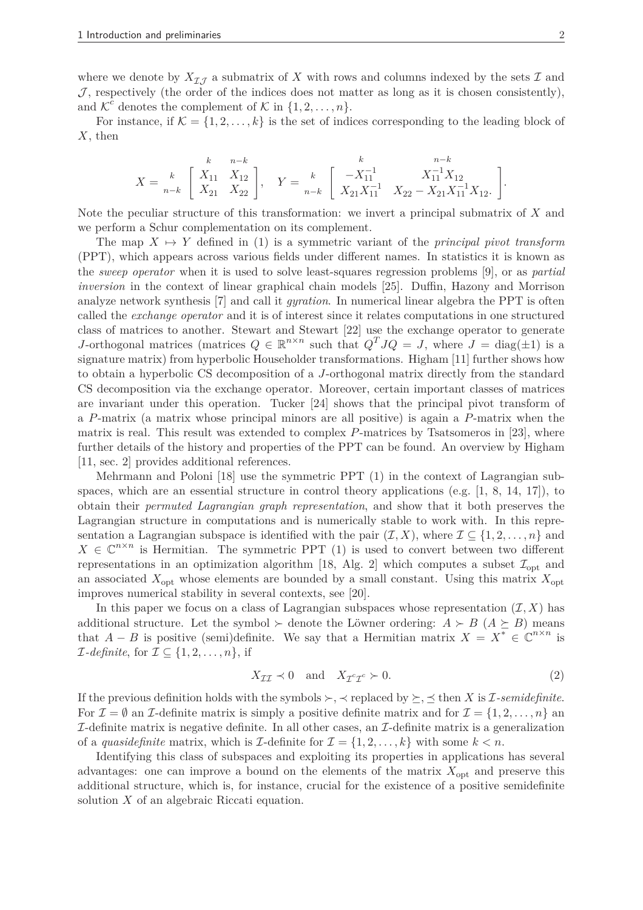where we denote by $X_{\mathcal{I}\mathcal{J}}$ a submatrix of $X$ with rows and columns indexed by the sets $\mathcal{I}$ and $\mathcal{J}$, respectively (the order of the indices does not matter as long as it is chosen consistently), and $\mathcal{K}^c$ denotes the complement of $\mathcal{K}$ in $\{1, 2, \ldots, n\}$.

For instance, if $\mathcal{K} = \{1, 2, \ldots, k\}$ is the set of indices corresponding to the leading block of $X$, then

$$X = \begin{array}{c} \\ k \\ n-k \end{array} \!\!\begin{array}{c} \begin{array}{cc} k & n-k \end{array} \\ \begin{bmatrix} X_{11} & X_{12} \\ X_{21} & X_{22} \end{bmatrix} \end{array}, \quad Y = \begin{array}{c} \\ k \\ n-k \end{array} \!\!\begin{array}{c} \begin{array}{cc} k & n-k \end{array} \\ \begin{bmatrix} -X_{11}^{-1} & X_{11}^{-1}X_{12} \\ X_{21}X_{11}^{-1} & X_{22} - X_{21}X_{11}^{-1}X_{12}. \end{bmatrix} \end{array}.$$

Note the peculiar structure of this transformation: we invert a principal submatrix of $X$ and we perform a Schur complementation on its complement.

The map $X \mapsto Y$ defined in (1) is a symmetric variant of the *principal pivot transform* (PPT), which appears across various fields under different names. In statistics it is known as the *sweep operator* when it is used to solve least-squares regression problems [9], or as *partial inversion* in the context of linear graphical chain models [25]. Duffin, Hazony and Morrison analyze network synthesis [7] and call it *gyration*. In numerical linear algebra the PPT is often called the *exchange operator* and it is of interest since it relates computations in one structured class of matrices to another. Stewart and Stewart [22] use the exchange operator to generate $J$-orthogonal matrices (matrices $Q \in \mathbb{R}^{n\times n}$ such that $Q^TJQ = J$, where $J = \operatorname{diag}(\pm 1)$ is a signature matrix) from hyperbolic Householder transformations. Higham [11] further shows how to obtain a hyperbolic CS decomposition of a $J$-orthogonal matrix directly from the standard CS decomposition via the exchange operator. Moreover, certain important classes of matrices are invariant under this operation. Tucker [24] shows that the principal pivot transform of a $P$-matrix (a matrix whose principal minors are all positive) is again a $P$-matrix when the matrix is real. This result was extended to complex $P$-matrices by Tsatsomeros in [23], where further details of the history and properties of the PPT can be found. An overview by Higham [11, sec. 2] provides additional references.

Mehrmann and Poloni [18] use the symmetric PPT (1) in the context of Lagrangian subspaces, which are an essential structure in control theory applications (e.g. [1, 8, 14, 17]), to obtain their *permuted Lagrangian graph representation*, and show that it both preserves the Lagrangian structure in computations and is numerically stable to work with. In this representation a Lagrangian subspace is identified with the pair $(\mathcal{I}, X)$, where $\mathcal{I} \subseteq \{1, 2, \ldots, n\}$ and $X \in \mathbb{C}^{n\times n}$ is Hermitian. The symmetric PPT (1) is used to convert between two different representations in an optimization algorithm [18, Alg. 2] which computes a subset $\mathcal{I}_{\text{opt}}$ and an associated $X_{\text{opt}}$ whose elements are bounded by a small constant. Using this matrix $X_{\text{opt}}$ improves numerical stability in several contexts, see [20].

In this paper we focus on a class of Lagrangian subspaces whose representation $(\mathcal{I}, X)$ has additional structure. Let the symbol $\succ$ denote the Löwner ordering: $A \succ B$ ($A \succeq B$) means that $A - B$ is positive (semi)definite. We say that a Hermitian matrix $X = X^* \in \mathbb{C}^{n\times n}$ is *$\mathcal{I}$-definite*, for $\mathcal{I} \subseteq \{1, 2, \ldots, n\}$, if

$$X_{\mathcal{I}\mathcal{I}} \prec 0 \quad \text{and} \quad X_{\mathcal{I}^c\mathcal{I}^c} \succ 0. \tag{2}$$

If the previous definition holds with the symbols $\succ, \prec$ replaced by $\succeq, \preceq$ then $X$ is *$\mathcal{I}$-semidefinite*. For $\mathcal{I} = \emptyset$ an $\mathcal{I}$-definite matrix is simply a positive definite matrix and for $\mathcal{I} = \{1, 2, \ldots, n\}$ an $\mathcal{I}$-definite matrix is negative definite. In all other cases, an $\mathcal{I}$-definite matrix is a generalization of a *quasidefinite* matrix, which is $\mathcal{I}$-definite for $\mathcal{I} = \{1, 2, \ldots, k\}$ with some $k < n$.

Identifying this class of subspaces and exploiting its properties in applications has several advantages: one can improve a bound on the elements of the matrix $X_{\text{opt}}$ and preserve this additional structure, which is, for instance, crucial for the existence of a positive semidefinite solution $X$ of an algebraic Riccati equation.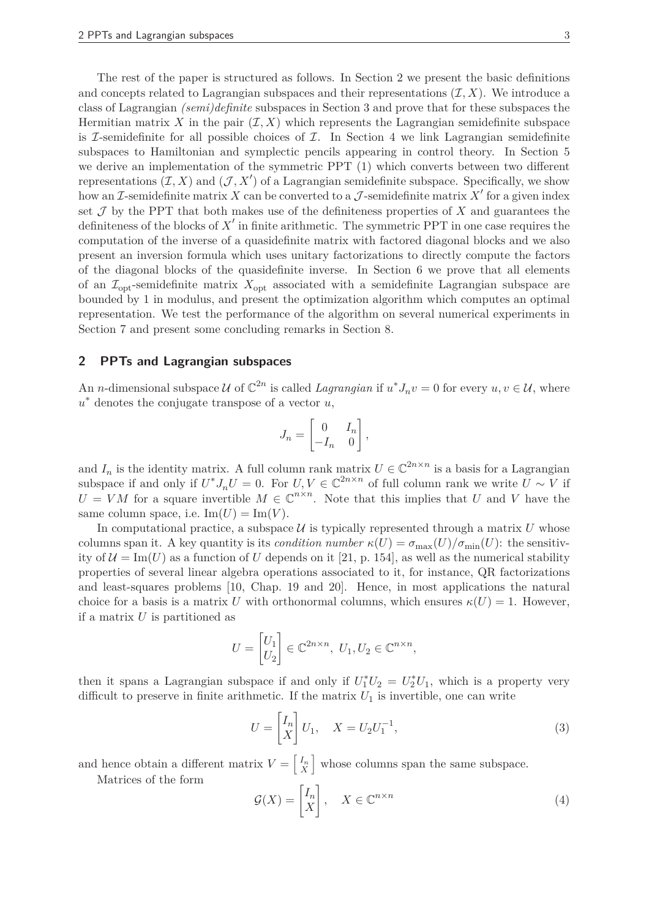The rest of the paper is structured as follows. In Section 2 we present the basic definitions and concepts related to Lagrangian subspaces and their representations $(\mathcal{I}, X)$. We introduce a class of Lagrangian *(semi)definite* subspaces in Section 3 and prove that for these subspaces the Hermitian matrix $X$ in the pair $(\mathcal{I}, X)$ which represents the Lagrangian semidefinite subspace is $\mathcal{I}$-semidefinite for all possible choices of $\mathcal{I}$. In Section 4 we link Lagrangian semidefinite subspaces to Hamiltonian and symplectic pencils appearing in control theory. In Section 5 we derive an implementation of the symmetric PPT (1) which converts between two different representations $(\mathcal{I}, X)$ and $(\mathcal{J}, X')$ of a Lagrangian semidefinite subspace. Specifically, we show how an $\mathcal{I}$-semidefinite matrix $X$ can be converted to a $\mathcal{J}$-semidefinite matrix $X'$ for a given index set $\mathcal{J}$ by the PPT that both makes use of the definiteness properties of $X$ and guarantees the definiteness of the blocks of $X'$ in finite arithmetic. The symmetric PPT in one case requires the computation of the inverse of a quasidefinite matrix with factored diagonal blocks and we also present an inversion formula which uses unitary factorizations to directly compute the factors of the diagonal blocks of the quasidefinite inverse. In Section 6 we prove that all elements of an $\mathcal{I}_{\text{opt}}$-semidefinite matrix $X_{\text{opt}}$ associated with a semidefinite Lagrangian subspace are bounded by 1 in modulus, and present the optimization algorithm which computes an optimal representation. We test the performance of the algorithm on several numerical experiments in Section 7 and present some concluding remarks in Section 8.

## 2 PPTs and Lagrangian subspaces

An $n$-dimensional subspace $\mathcal{U}$ of $\mathbb{C}^{2n}$ is called *Lagrangian* if $u^* J_n v = 0$ for every $u, v \in \mathcal{U}$, where $u^*$ denotes the conjugate transpose of a vector $u$,

$$J_n = \begin{bmatrix} 0 & I_n \\ -I_n & 0 \end{bmatrix},$$

and $I_n$ is the identity matrix. A full column rank matrix $U \in \mathbb{C}^{2n \times n}$ is a basis for a Lagrangian subspace if and only if $U^* J_n U = 0$. For $U, V \in \mathbb{C}^{2n \times n}$ of full column rank we write $U \sim V$ if $U = VM$ for a square invertible $M \in \mathbb{C}^{n \times n}$. Note that this implies that $U$ and $V$ have the same column space, i.e. $\operatorname{Im}(U) = \operatorname{Im}(V)$.

In computational practice, a subspace $\mathcal{U}$ is typically represented through a matrix $U$ whose columns span it. A key quantity is its *condition number* $\kappa(U) = \sigma_{\max}(U)/\sigma_{\min}(U)$: the sensitivity of $\mathcal{U} = \operatorname{Im}(U)$ as a function of $U$ depends on it [21, p. 154], as well as the numerical stability properties of several linear algebra operations associated to it, for instance, QR factorizations and least-squares problems [10, Chap. 19 and 20]. Hence, in most applications the natural choice for a basis is a matrix $U$ with orthonormal columns, which ensures $\kappa(U) = 1$. However, if a matrix $U$ is partitioned as

$$U = \begin{bmatrix} U_1 \\ U_2 \end{bmatrix} \in \mathbb{C}^{2n \times n},\ U_1, U_2 \in \mathbb{C}^{n \times n},$$

then it spans a Lagrangian subspace if and only if $U_1^* U_2 = U_2^* U_1$, which is a property very difficult to preserve in finite arithmetic. If the matrix $U_1$ is invertible, one can write

$$U = \begin{bmatrix} I_n \\ X \end{bmatrix} U_1, \quad X = U_2 U_1^{-1}, \tag{3}$$

and hence obtain a different matrix $V = \left[\begin{smallmatrix} I_n \\ X \end{smallmatrix}\right]$ whose columns span the same subspace.

Matrices of the form

$$\mathcal{G}(X) = \begin{bmatrix} I_n \\ X \end{bmatrix}, \quad X \in \mathbb{C}^{n \times n} \tag{4}$$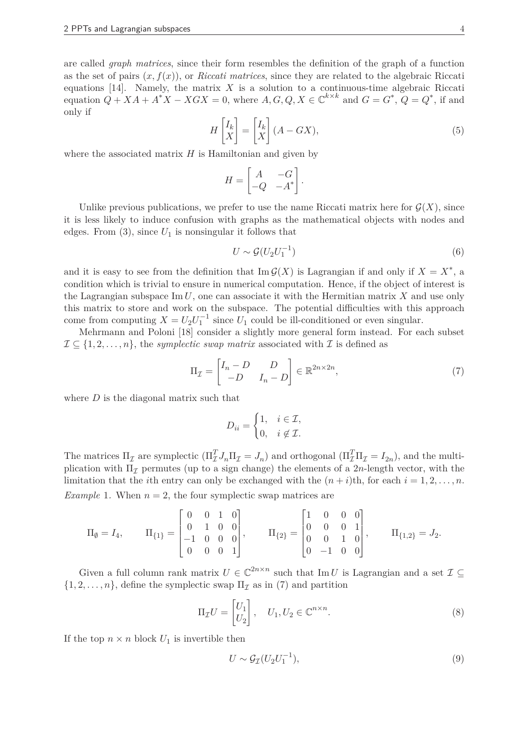are called *graph matrices*, since their form resembles the definition of the graph of a function as the set of pairs $(x, f(x))$, or *Riccati matrices*, since they are related to the algebraic Riccati equations [14]. Namely, the matrix $X$ is a solution to a continuous-time algebraic Riccati equation $Q + XA + A^*X - XGX = 0$, where $A, G, Q, X \in \mathbb{C}^{k\times k}$ and $G = G^*$, $Q = Q^*$, if and only if

$$H \begin{bmatrix} I_k \\ X \end{bmatrix} = \begin{bmatrix} I_k \\ X \end{bmatrix} (A - GX), \tag{5}$$

where the associated matrix $H$ is Hamiltonian and given by

$$H = \begin{bmatrix} A & -G \\ -Q & -A^* \end{bmatrix}.$$

Unlike previous publications, we prefer to use the name Riccati matrix here for $\mathcal{G}(X)$, since it is less likely to induce confusion with graphs as the mathematical objects with nodes and edges. From (3), since $U_1$ is nonsingular it follows that

$$U \sim \mathcal{G}(U_2U_1^{-1}) \tag{6}$$

and it is easy to see from the definition that $\operatorname{Im} \mathcal{G}(X)$ is Lagrangian if and only if $X = X^*$, a condition which is trivial to ensure in numerical computation. Hence, if the object of interest is the Lagrangian subspace $\operatorname{Im} U$, one can associate it with the Hermitian matrix $X$ and use only this matrix to store and work on the subspace. The potential difficulties with this approach come from computing $X = U_2U_1^{-1}$ since $U_1$ could be ill-conditioned or even singular.

Mehrmann and Poloni [18] consider a slightly more general form instead. For each subset $\mathcal{I} \subseteq \{1, 2, \ldots, n\}$, the *symplectic swap matrix* associated with $\mathcal{I}$ is defined as

$$\Pi_{\mathcal{I}} = \begin{bmatrix} I_n - D & D \\ -D & I_n - D \end{bmatrix} \in \mathbb{R}^{2n\times 2n}, \tag{7}$$

where $D$ is the diagonal matrix such that

$$D_{ii} = \begin{cases} 1, & i \in \mathcal{I}, \\ 0, & i \notin \mathcal{I}. \end{cases}$$

The matrices $\Pi_{\mathcal{I}}$ are symplectic ($\Pi_{\mathcal{I}}^T J_n \Pi_{\mathcal{I}} = J_n$) and orthogonal ($\Pi_{\mathcal{I}}^T \Pi_{\mathcal{I}} = I_{2n}$), and the multiplication with $\Pi_{\mathcal{I}}$ permutes (up to a sign change) the elements of a $2n$-length vector, with the limitation that the $i$th entry can only be exchanged with the $(n+i)$th, for each $i = 1, 2, \ldots, n$.

*Example* 1. When $n = 2$, the four symplectic swap matrices are

$$\Pi_{\emptyset} = I_4, \qquad \Pi_{\{1\}} = \begin{bmatrix} 0 & 0 & 1 & 0 \\ 0 & 1 & 0 & 0 \\ -1 & 0 & 0 & 0 \\ 0 & 0 & 0 & 1 \end{bmatrix}, \qquad \Pi_{\{2\}} = \begin{bmatrix} 1 & 0 & 0 & 0 \\ 0 & 0 & 0 & 1 \\ 0 & 0 & 1 & 0 \\ 0 & -1 & 0 & 0 \end{bmatrix}, \qquad \Pi_{\{1,2\}} = J_2.$$

Given a full column rank matrix $U \in \mathbb{C}^{2n\times n}$ such that $\operatorname{Im} U$ is Lagrangian and a set $\mathcal{I} \subseteq \{1, 2, \ldots, n\}$, define the symplectic swap $\Pi_{\mathcal{I}}$ as in (7) and partition

$$\Pi_{\mathcal{I}} U = \begin{bmatrix} U_1 \\ U_2 \end{bmatrix}, \quad U_1, U_2 \in \mathbb{C}^{n\times n}. \tag{8}$$

If the top $n \times n$ block $U_1$ is invertible then

$$U \sim \mathcal{G}_{\mathcal{I}}(U_2U_1^{-1}), \tag{9}$$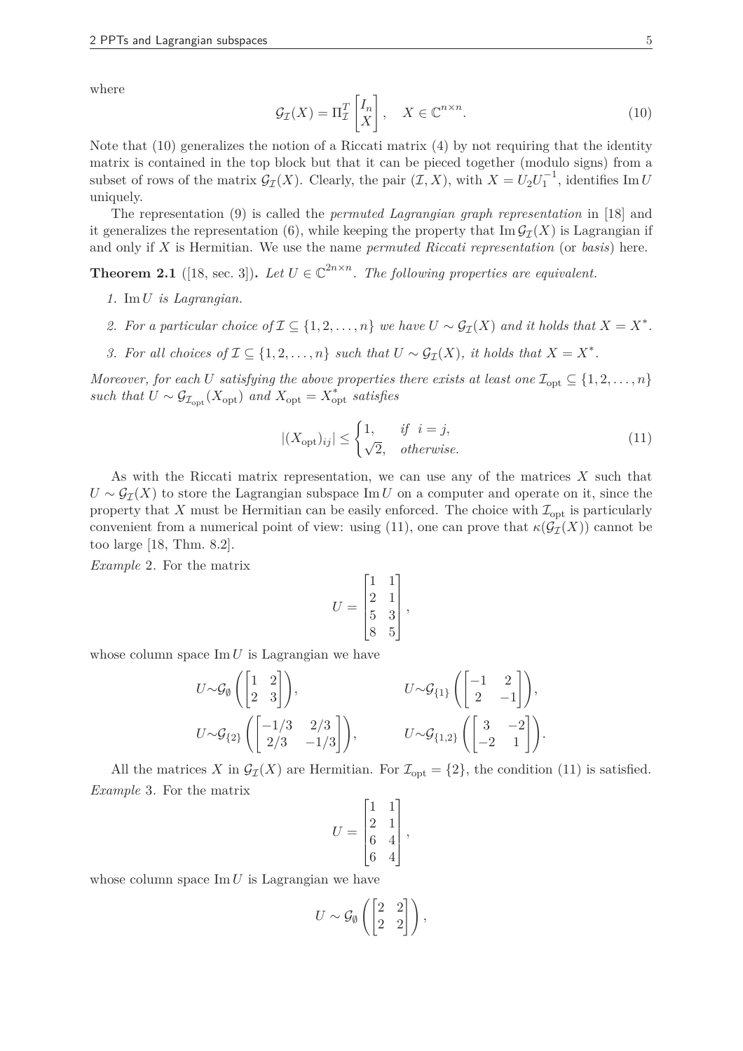where

$$\mathcal{G}_{\mathcal{I}}(X) = \Pi_{\mathcal{I}}^T \begin{bmatrix} I_n \\ X \end{bmatrix}, \quad X \in \mathbb{C}^{n \times n}. \tag{10}$$

Note that (10) generalizes the notion of a Riccati matrix (4) by not requiring that the identity matrix is contained in the top block but that it can be pieced together (modulo signs) from a subset of rows of the matrix $\mathcal{G}_{\mathcal{I}}(X)$. Clearly, the pair $(\mathcal{I}, X)$, with $X = U_2 U_1^{-1}$, identifies $\operatorname{Im} U$ uniquely.

The representation (9) is called the *permuted Lagrangian graph representation* in [18] and it generalizes the representation (6), while keeping the property that $\operatorname{Im} \mathcal{G}_{\mathcal{I}}(X)$ is Lagrangian if and only if $X$ is Hermitian. We use the name *permuted Riccati representation* (or *basis*) here.

**Theorem 2.1** ([18, sec. 3]). *Let $U \in \mathbb{C}^{2n \times n}$. The following properties are equivalent.*

1. *$\operatorname{Im} U$ is Lagrangian.*
2. *For a particular choice of $\mathcal{I} \subseteq \{1, 2, \ldots, n\}$ we have $U \sim \mathcal{G}_{\mathcal{I}}(X)$ and it holds that $X = X^*$.*
3. *For all choices of $\mathcal{I} \subseteq \{1, 2, \ldots, n\}$ such that $U \sim \mathcal{G}_{\mathcal{I}}(X)$, it holds that $X = X^*$.*

*Moreover, for each $U$ satisfying the above properties there exists at least one $\mathcal{I}_{\text{opt}} \subseteq \{1, 2, \ldots, n\}$ such that $U \sim \mathcal{G}_{\mathcal{I}_{\text{opt}}}(X_{\text{opt}})$ and $X_{\text{opt}} = X_{\text{opt}}^*$ satisfies*

$$|(X_{\text{opt}})_{ij}| \leq \begin{cases} 1, & \text{if } \ i = j, \\ \sqrt{2}, & \text{otherwise.} \end{cases} \tag{11}$$

As with the Riccati matrix representation, we can use any of the matrices $X$ such that $U \sim \mathcal{G}_{\mathcal{I}}(X)$ to store the Lagrangian subspace $\operatorname{Im} U$ on a computer and operate on it, since the property that $X$ must be Hermitian can be easily enforced. The choice with $\mathcal{I}_{\text{opt}}$ is particularly convenient from a numerical point of view: using (11), one can prove that $\kappa(\mathcal{G}_{\mathcal{I}}(X))$ cannot be too large [18, Thm. 8.2].

*Example* 2. For the matrix

$$U = \begin{bmatrix} 1 & 1 \\ 2 & 1 \\ 5 & 3 \\ 8 & 5 \end{bmatrix},$$

whose column space $\operatorname{Im} U$ is Lagrangian we have

$$U \sim \mathcal{G}_{\emptyset}\left(\begin{bmatrix} 1 & 2 \\ 2 & 3 \end{bmatrix}\right), \qquad U \sim \mathcal{G}_{\{1\}}\left(\begin{bmatrix} -1 & 2 \\ 2 & -1 \end{bmatrix}\right),$$

$$U \sim \mathcal{G}_{\{2\}}\left(\begin{bmatrix} -1/3 & 2/3 \\ 2/3 & -1/3 \end{bmatrix}\right), \qquad U \sim \mathcal{G}_{\{1,2\}}\left(\begin{bmatrix} 3 & -2 \\ -2 & 1 \end{bmatrix}\right).$$

All the matrices $X$ in $\mathcal{G}_{\mathcal{I}}(X)$ are Hermitian. For $\mathcal{I}_{\text{opt}} = \{2\}$, the condition (11) is satisfied.

*Example* 3. For the matrix

$$U = \begin{bmatrix} 1 & 1 \\ 2 & 1 \\ 6 & 4 \\ 6 & 4 \end{bmatrix},$$

whose column space $\operatorname{Im} U$ is Lagrangian we have

$$U \sim \mathcal{G}_{\emptyset}\left(\begin{bmatrix} 2 & 2 \\ 2 & 2 \end{bmatrix}\right),$$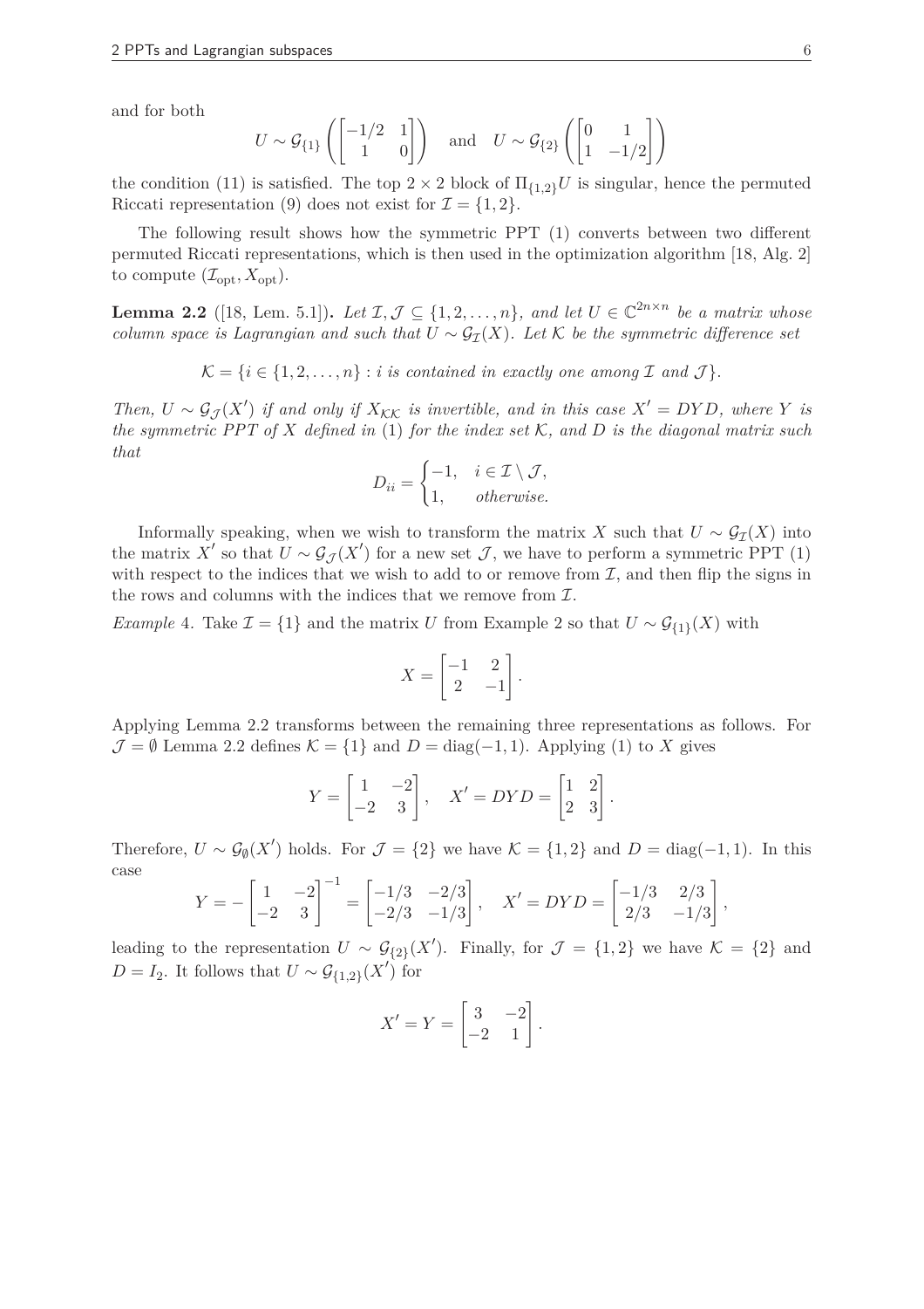and for both

$$U \sim \mathcal{G}_{\{1\}}\left(\begin{bmatrix} -1/2 & 1 \\ 1 & 0 \end{bmatrix}\right) \quad \text{and} \quad U \sim \mathcal{G}_{\{2\}}\left(\begin{bmatrix} 0 & 1 \\ 1 & -1/2 \end{bmatrix}\right)$$

the condition (11) is satisfied. The top $2 \times 2$ block of $\Pi_{\{1,2\}}U$ is singular, hence the permuted Riccati representation (9) does not exist for $\mathcal{I} = \{1, 2\}$.

The following result shows how the symmetric PPT (1) converts between two different permuted Riccati representations, which is then used in the optimization algorithm [18, Alg. 2] to compute $(\mathcal{I}_{\text{opt}}, X_{\text{opt}})$.

**Lemma 2.2** ([18, Lem. 5.1])**.** *Let $\mathcal{I}, \mathcal{J} \subseteq \{1, 2, \dots, n\}$, and let $U \in \mathbb{C}^{2n \times n}$ be a matrix whose column space is Lagrangian and such that $U \sim \mathcal{G}_{\mathcal{I}}(X)$. Let $\mathcal{K}$ be the symmetric difference set*

$$\mathcal{K} = \{i \in \{1, 2, \dots, n\} : i \text{ is contained in exactly one among } \mathcal{I} \text{ and } \mathcal{J}\}.$$

*Then, $U \sim \mathcal{G}_{\mathcal{J}}(X')$ if and only if $X_{\mathcal{K}\mathcal{K}}$ is invertible, and in this case $X' = DYD$, where $Y$ is the symmetric PPT of $X$ defined in (1) for the index set $\mathcal{K}$, and $D$ is the diagonal matrix such that*

$$D_{ii} = \begin{cases} -1, & i \in \mathcal{I} \setminus \mathcal{J}, \\ 1, & \text{otherwise.} \end{cases}$$

Informally speaking, when we wish to transform the matrix $X$ such that $U \sim \mathcal{G}_{\mathcal{I}}(X)$ into the matrix $X'$ so that $U \sim \mathcal{G}_{\mathcal{J}}(X')$ for a new set $\mathcal{J}$, we have to perform a symmetric PPT (1) with respect to the indices that we wish to add to or remove from $\mathcal{I}$, and then flip the signs in the rows and columns with the indices that we remove from $\mathcal{I}$.

*Example* 4. Take $\mathcal{I} = \{1\}$ and the matrix $U$ from Example 2 so that $U \sim \mathcal{G}_{\{1\}}(X)$ with

$$X = \begin{bmatrix} -1 & 2 \\ 2 & -1 \end{bmatrix}.$$

Applying Lemma 2.2 transforms between the remaining three representations as follows. For $\mathcal{J} = \emptyset$ Lemma 2.2 defines $\mathcal{K} = \{1\}$ and $D = \operatorname{diag}(-1, 1)$. Applying (1) to $X$ gives

$$Y = \begin{bmatrix} 1 & -2 \\ -2 & 3 \end{bmatrix}, \quad X' = DYD = \begin{bmatrix} 1 & 2 \\ 2 & 3 \end{bmatrix}.$$

Therefore, $U \sim \mathcal{G}_{\emptyset}(X')$ holds. For $\mathcal{J} = \{2\}$ we have $\mathcal{K} = \{1, 2\}$ and $D = \operatorname{diag}(-1, 1)$. In this case

$$Y = -\begin{bmatrix} 1 & -2 \\ -2 & 3 \end{bmatrix}^{-1} = \begin{bmatrix} -1/3 & -2/3 \\ -2/3 & -1/3 \end{bmatrix}, \quad X' = DYD = \begin{bmatrix} -1/3 & 2/3 \\ 2/3 & -1/3 \end{bmatrix},$$

leading to the representation $U \sim \mathcal{G}_{\{2\}}(X')$. Finally, for $\mathcal{J} = \{1, 2\}$ we have $\mathcal{K} = \{2\}$ and $D = I_2$. It follows that $U \sim \mathcal{G}_{\{1,2\}}(X')$ for

$$X' = Y = \begin{bmatrix} 3 & -2 \\ -2 & 1 \end{bmatrix}.$$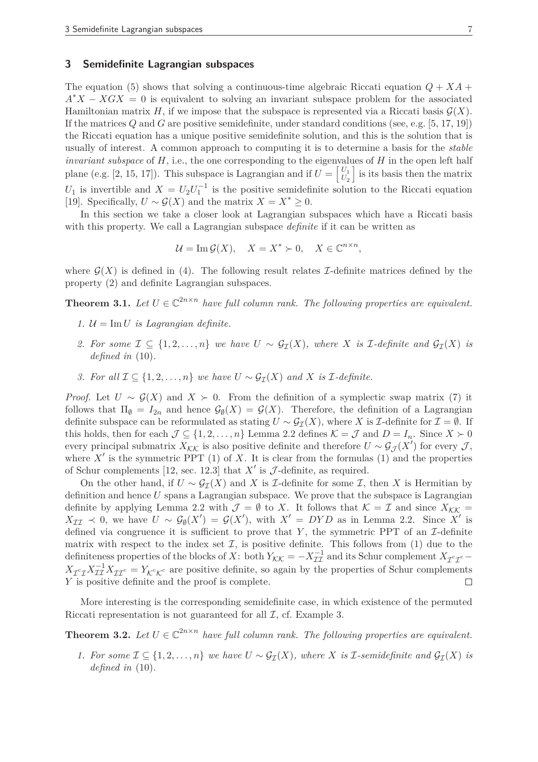## 3 Semidefinite Lagrangian subspaces

The equation (5) shows that solving a continuous-time algebraic Riccati equation $Q + XA + A^*X - XGX = 0$ is equivalent to solving an invariant subspace problem for the associated Hamiltonian matrix $H$, if we impose that the subspace is represented via a Riccati basis $\mathcal{G}(X)$. If the matrices $Q$ and $G$ are positive semidefinite, under standard conditions (see, e.g. [5, 17, 19]) the Riccati equation has a unique positive semidefinite solution, and this is the solution that is usually of interest. A common approach to computing it is to determine a basis for the *stable invariant subspace* of $H$, i.e., the one corresponding to the eigenvalues of $H$ in the open left half plane (e.g. [2, 15, 17]). This subspace is Lagrangian and if $U = \left[\begin{smallmatrix} U_1 \\ U_2 \end{smallmatrix}\right]$ is its basis then the matrix $U_1$ is invertible and $X = U_2 U_1^{-1}$ is the positive semidefinite solution to the Riccati equation [19]. Specifically, $U \sim \mathcal{G}(X)$ and the matrix $X = X^* \geq 0$.

In this section we take a closer look at Lagrangian subspaces which have a Riccati basis with this property. We call a Lagrangian subspace *definite* if it can be written as

$$\mathcal{U} = \operatorname{Im} \mathcal{G}(X), \quad X = X^* \succ 0, \quad X \in \mathbb{C}^{n\times n},$$

where $\mathcal{G}(X)$ is defined in (4). The following result relates $\mathcal{I}$-definite matrices defined by the property (2) and definite Lagrangian subspaces.

**Theorem 3.1.** *Let $U \in \mathbb{C}^{2n\times n}$ have full column rank. The following properties are equivalent.*

1. *$\mathcal{U} = \operatorname{Im} U$ is Lagrangian definite.*
2. *For some $\mathcal{I} \subseteq \{1, 2, \dots, n\}$ we have $U \sim \mathcal{G}_{\mathcal{I}}(X)$, where $X$ is $\mathcal{I}$-definite and $\mathcal{G}_{\mathcal{I}}(X)$ is defined in* (10)*.*
3. *For all $\mathcal{I} \subseteq \{1, 2, \dots, n\}$ we have $U \sim \mathcal{G}_{\mathcal{I}}(X)$ and $X$ is $\mathcal{I}$-definite.*

*Proof.* Let $U \sim \mathcal{G}(X)$ and $X \succ 0$. From the definition of a symplectic swap matrix (7) it follows that $\Pi_{\emptyset} = I_{2n}$ and hence $\mathcal{G}_{\emptyset}(X) = \mathcal{G}(X)$. Therefore, the definition of a Lagrangian definite subspace can be reformulated as stating $U \sim \mathcal{G}_{\mathcal{I}}(X)$, where $X$ is $\mathcal{I}$-definite for $\mathcal{I} = \emptyset$. If this holds, then for each $\mathcal{J} \subseteq \{1, 2, \dots, n\}$ Lemma 2.2 defines $\mathcal{K} = \mathcal{J}$ and $D = I_n$. Since $X \succ 0$ every principal submatrix $X_{\mathcal{K}\mathcal{K}}$ is also positive definite and therefore $U \sim \mathcal{G}_{\mathcal{J}}(X')$ for every $\mathcal{J}$, where $X'$ is the symmetric PPT (1) of $X$. It is clear from the formulas (1) and the properties of Schur complements [12, sec. 12.3] that $X'$ is $\mathcal{J}$-definite, as required.

On the other hand, if $U \sim \mathcal{G}_{\mathcal{I}}(X)$ and $X$ is $\mathcal{I}$-definite for some $\mathcal{I}$, then $X$ is Hermitian by definition and hence $U$ spans a Lagrangian subspace. We prove that the subspace is Lagrangian definite by applying Lemma 2.2 with $\mathcal{J} = \emptyset$ to $X$. It follows that $\mathcal{K} = \mathcal{I}$ and since $X_{\mathcal{K}\mathcal{K}} = X_{\mathcal{I}\mathcal{I}} \prec 0$, we have $U \sim \mathcal{G}_{\emptyset}(X') = \mathcal{G}(X')$, with $X' = DYD$ as in Lemma 2.2. Since $X'$ is defined via congruence it is sufficient to prove that $Y$, the symmetric PPT of an $\mathcal{I}$-definite matrix with respect to the index set $\mathcal{I}$, is positive definite. This follows from (1) due to the definiteness properties of the blocks of $X$: both $Y_{\mathcal{K}\mathcal{K}} = -X_{\mathcal{I}\mathcal{I}}^{-1}$ and its Schur complement $X_{\mathcal{I}^c\mathcal{I}^c} - X_{\mathcal{I}^c\mathcal{I}} X_{\mathcal{I}\mathcal{I}}^{-1} X_{\mathcal{I}\mathcal{I}^c} = Y_{\mathcal{K}^c\mathcal{K}^c}$ are positive definite, so again by the properties of Schur complements $Y$ is positive definite and the proof is complete. $\square$

More interesting is the corresponding semidefinite case, in which existence of the permuted Riccati representation is not guaranteed for all $\mathcal{I}$, cf. Example 3.

**Theorem 3.2.** *Let $U \in \mathbb{C}^{2n\times n}$ have full column rank. The following properties are equivalent.*

1. *For some $\mathcal{I} \subseteq \{1, 2, \dots, n\}$ we have $U \sim \mathcal{G}_{\mathcal{I}}(X)$, where $X$ is $\mathcal{I}$-semidefinite and $\mathcal{G}_{\mathcal{I}}(X)$ is defined in* (10)*.*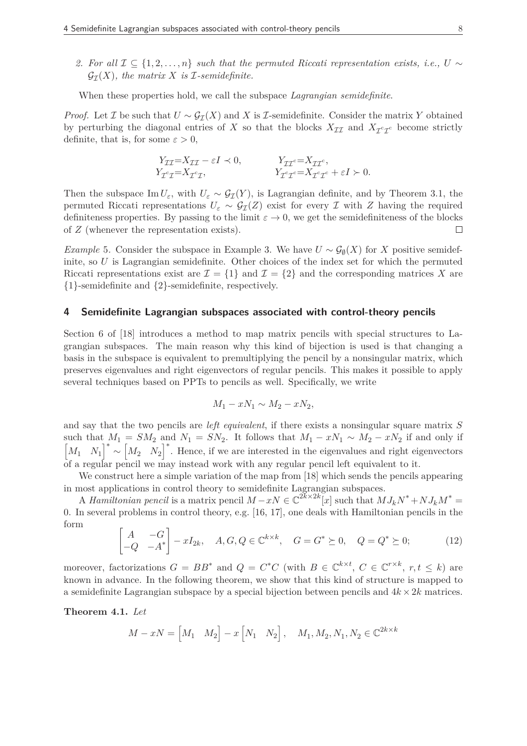2. *For all $\mathcal{I} \subseteq \{1, 2, \ldots, n\}$ such that the permuted Riccati representation exists, i.e., $U \sim \mathcal{G}_{\mathcal{I}}(X)$, the matrix $X$ is $\mathcal{I}$-semidefinite.*

When these properties hold, we call the subspace *Lagrangian semidefinite*.

*Proof.* Let $\mathcal{I}$ be such that $U \sim \mathcal{G}_{\mathcal{I}}(X)$ and $X$ is $\mathcal{I}$-semidefinite. Consider the matrix $Y$ obtained by perturbing the diagonal entries of $X$ so that the blocks $X_{\mathcal{I}\mathcal{I}}$ and $X_{\mathcal{I}^c\mathcal{I}^c}$ become strictly definite, that is, for some $\varepsilon > 0$,

$$
\begin{aligned}
Y_{\mathcal{I}\mathcal{I}} &= X_{\mathcal{I}\mathcal{I}} - \varepsilon I \prec 0, & Y_{\mathcal{I}\mathcal{I}^c} &= X_{\mathcal{I}\mathcal{I}^c}, \\
Y_{\mathcal{I}^c\mathcal{I}} &= X_{\mathcal{I}^c\mathcal{I}}, & Y_{\mathcal{I}^c\mathcal{I}^c} &= X_{\mathcal{I}^c\mathcal{I}^c} + \varepsilon I \succ 0.
\end{aligned}
$$

Then the subspace $\operatorname{Im} U_\varepsilon$, with $U_\varepsilon \sim \mathcal{G}_{\mathcal{I}}(Y)$, is Lagrangian definite, and by Theorem 3.1, the permuted Riccati representations $U_\varepsilon \sim \mathcal{G}_{\mathcal{I}}(Z)$ exist for every $\mathcal{I}$ with $Z$ having the required definiteness properties. By passing to the limit $\varepsilon \to 0$, we get the semidefiniteness of the blocks of $Z$ (whenever the representation exists). $\square$

*Example* 5. Consider the subspace in Example 3. We have $U \sim \mathcal{G}_{\emptyset}(X)$ for $X$ positive semidefinite, so $U$ is Lagrangian semidefinite. Other choices of the index set for which the permuted Riccati representations exist are $\mathcal{I} = \{1\}$ and $\mathcal{I} = \{2\}$ and the corresponding matrices $X$ are $\{1\}$-semidefinite and $\{2\}$-semidefinite, respectively.

## 4 Semidefinite Lagrangian subspaces associated with control-theory pencils

Section 6 of [18] introduces a method to map matrix pencils with special structures to Lagrangian subspaces. The main reason why this kind of bijection is used is that changing a basis in the subspace is equivalent to premultiplying the pencil by a nonsingular matrix, which preserves eigenvalues and right eigenvectors of regular pencils. This makes it possible to apply several techniques based on PPTs to pencils as well. Specifically, we write

$$
M_1 - xN_1 \sim M_2 - xN_2,
$$

and say that the two pencils are *left equivalent*, if there exists a nonsingular square matrix $S$ such that $M_1 = SM_2$ and $N_1 = SN_2$. It follows that $M_1 - xN_1 \sim M_2 - xN_2$ if and only if $\begin{bmatrix} M_1 & N_1 \end{bmatrix}^* \sim \begin{bmatrix} M_2 & N_2 \end{bmatrix}^*$. Hence, if we are interested in the eigenvalues and right eigenvectors of a regular pencil we may instead work with any regular pencil left equivalent to it.

We construct here a simple variation of the map from [18] which sends the pencils appearing in most applications in control theory to semidefinite Lagrangian subspaces.

A *Hamiltonian pencil* is a matrix pencil $M - xN \in \mathbb{C}^{2k \times 2k}[x]$ such that $MJ_kN^* + NJ_kM^* = 0$. In several problems in control theory, e.g. [16, 17], one deals with Hamiltonian pencils in the form

$$
\begin{bmatrix} A & -G \\ -Q & -A^* \end{bmatrix} - xI_{2k}, \quad A, G, Q \in \mathbb{C}^{k \times k}, \quad G = G^* \succeq 0, \quad Q = Q^* \succeq 0; \tag{12}
$$

moreover, factorizations $G = BB^*$ and $Q = C^*C$ (with $B \in \mathbb{C}^{k \times t}$, $C \in \mathbb{C}^{r \times k}$, $r, t \leq k$) are known in advance. In the following theorem, we show that this kind of structure is mapped to a semidefinite Lagrangian subspace by a special bijection between pencils and $4k \times 2k$ matrices.

**Theorem 4.1.** *Let*

$$
M - xN = \begin{bmatrix} M_1 & M_2 \end{bmatrix} - x \begin{bmatrix} N_1 & N_2 \end{bmatrix}, \quad M_1, M_2, N_1, N_2 \in \mathbb{C}^{2k \times k}
$$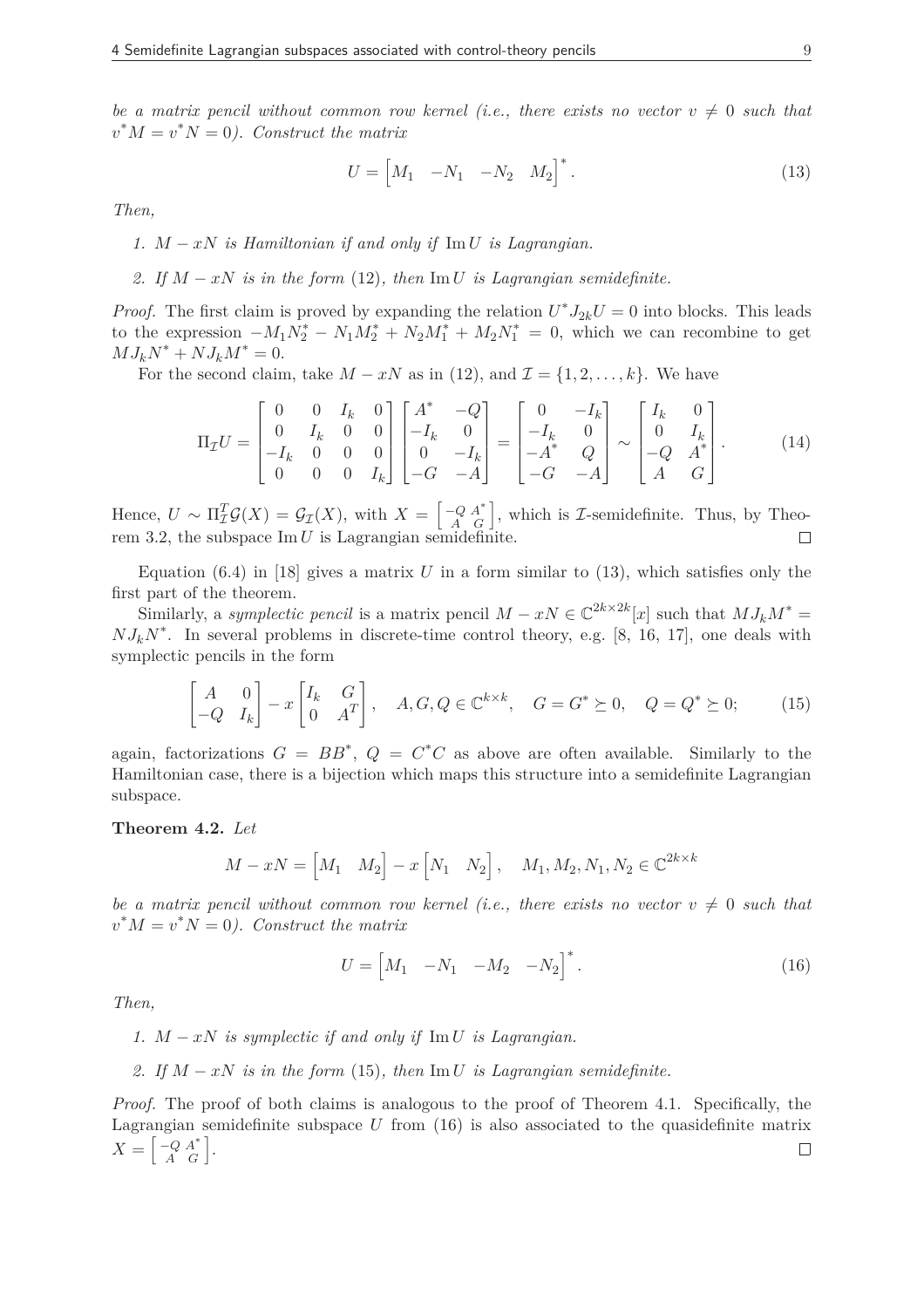*be a matrix pencil without common row kernel (i.e., there exists no vector $v \neq 0$ such that $v^*M = v^*N = 0$). Construct the matrix*

$$U = \begin{bmatrix} M_1 & -N_1 & -N_2 & M_2 \end{bmatrix}^*. \tag{13}$$

*Then,*

1. *$M - xN$ is Hamiltonian if and only if $\operatorname{Im} U$ is Lagrangian.*
2. *If $M - xN$ is in the form (12), then $\operatorname{Im} U$ is Lagrangian semidefinite.*

*Proof.* The first claim is proved by expanding the relation $U^* J_{2k} U = 0$ into blocks. This leads to the expression $-M_1 N_2^* - N_1 M_2^* + N_2 M_1^* + M_2 N_1^* = 0$, which we can recombine to get $M J_k N^* + N J_k M^* = 0$.

For the second claim, take $M - xN$ as in (12), and $\mathcal{I} = \{1, 2, \dots, k\}$. We have

$$\Pi_{\mathcal{I}} U = \begin{bmatrix} 0 & 0 & I_k & 0 \\ 0 & I_k & 0 & 0 \\ -I_k & 0 & 0 & 0 \\ 0 & 0 & 0 & I_k \end{bmatrix} \begin{bmatrix} A^* & -Q \\ -I_k & 0 \\ 0 & -I_k \\ -G & -A \end{bmatrix} = \begin{bmatrix} 0 & -I_k \\ -I_k & 0 \\ -A^* & Q \\ -G & -A \end{bmatrix} \sim \begin{bmatrix} I_k & 0 \\ 0 & I_k \\ -Q & A^* \\ A & G \end{bmatrix}. \tag{14}$$

Hence, $U \sim \Pi_{\mathcal{I}}^T \mathcal{G}(X) = \mathcal{G}_{\mathcal{I}}(X)$, with $X = \left[\begin{smallmatrix} -Q & A^* \\ A & G \end{smallmatrix}\right]$, which is $\mathcal{I}$-semidefinite. Thus, by Theorem 3.2, the subspace $\operatorname{Im} U$ is Lagrangian semidefinite. $\square$

Equation (6.4) in [18] gives a matrix $U$ in a form similar to (13), which satisfies only the first part of the theorem.

Similarly, a *symplectic pencil* is a matrix pencil $M - xN \in \mathbb{C}^{2k \times 2k}[x]$ such that $M J_k M^* = N J_k N^*$. In several problems in discrete-time control theory, e.g. [8, 16, 17], one deals with symplectic pencils in the form

$$\begin{bmatrix} A & 0 \\ -Q & I_k \end{bmatrix} - x \begin{bmatrix} I_k & G \\ 0 & A^T \end{bmatrix}, \quad A, G, Q \in \mathbb{C}^{k \times k}, \quad G = G^* \succeq 0, \quad Q = Q^* \succeq 0; \tag{15}$$

again, factorizations $G = BB^*$, $Q = C^*C$ as above are often available. Similarly to the Hamiltonian case, there is a bijection which maps this structure into a semidefinite Lagrangian subspace.

**Theorem 4.2.** *Let*

$$M - xN = \begin{bmatrix} M_1 & M_2 \end{bmatrix} - x \begin{bmatrix} N_1 & N_2 \end{bmatrix}, \quad M_1, M_2, N_1, N_2 \in \mathbb{C}^{2k \times k}$$

*be a matrix pencil without common row kernel (i.e., there exists no vector $v \neq 0$ such that $v^*M = v^*N = 0$). Construct the matrix*

$$U = \begin{bmatrix} M_1 & -N_1 & -M_2 & -N_2 \end{bmatrix}^*. \tag{16}$$

*Then,*

1. *$M - xN$ is symplectic if and only if $\operatorname{Im} U$ is Lagrangian.*
2. *If $M - xN$ is in the form (15), then $\operatorname{Im} U$ is Lagrangian semidefinite.*

*Proof.* The proof of both claims is analogous to the proof of Theorem 4.1. Specifically, the Lagrangian semidefinite subspace $U$ from (16) is also associated to the quasidefinite matrix $X = \left[\begin{smallmatrix} -Q & A^* \\ A & G \end{smallmatrix}\right]$. $\square$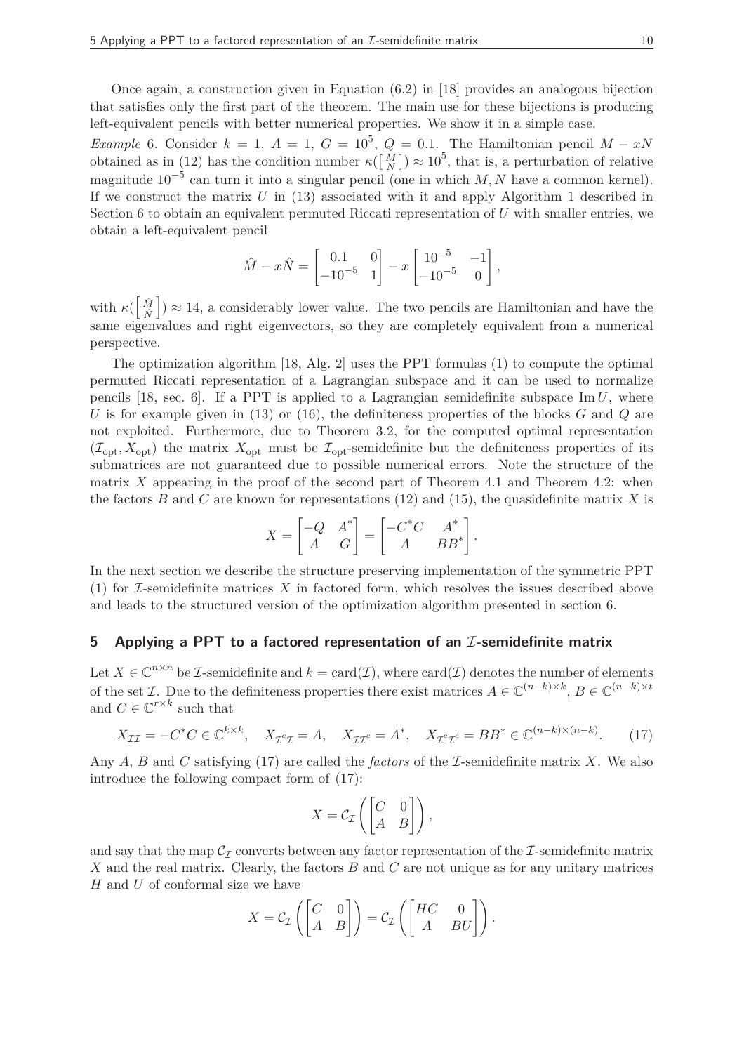Once again, a construction given in Equation (6.2) in [18] provides an analogous bijection that satisfies only the first part of the theorem. The main use for these bijections is producing left-equivalent pencils with better numerical properties. We show it in a simple case.

*Example* 6. Consider $k = 1$, $A = 1$, $G = 10^5$, $Q = 0.1$. The Hamiltonian pencil $M - xN$ obtained as in (12) has the condition number $\kappa(\left[\begin{smallmatrix} M \\ N \end{smallmatrix}\right]) \approx 10^5$, that is, a perturbation of relative magnitude $10^{-5}$ can turn it into a singular pencil (one in which $M, N$ have a common kernel). If we construct the matrix $U$ in (13) associated with it and apply Algorithm 1 described in Section 6 to obtain an equivalent permuted Riccati representation of $U$ with smaller entries, we obtain a left-equivalent pencil

$$\hat{M} - x\hat{N} = \begin{bmatrix} 0.1 & 0 \\ -10^{-5} & 1 \end{bmatrix} - x \begin{bmatrix} 10^{-5} & -1 \\ -10^{-5} & 0 \end{bmatrix},$$

with $\kappa(\left[\begin{smallmatrix} \hat{M} \\ \hat{N} \end{smallmatrix}\right]) \approx 14$, a considerably lower value. The two pencils are Hamiltonian and have the same eigenvalues and right eigenvectors, so they are completely equivalent from a numerical perspective.

The optimization algorithm [18, Alg. 2] uses the PPT formulas (1) to compute the optimal permuted Riccati representation of a Lagrangian subspace and it can be used to normalize pencils [18, sec. 6]. If a PPT is applied to a Lagrangian semidefinite subspace $\operatorname{Im} U$, where $U$ is for example given in (13) or (16), the definiteness properties of the blocks $G$ and $Q$ are not exploited. Furthermore, due to Theorem 3.2, for the computed optimal representation $(\mathcal{I}_{\text{opt}}, X_{\text{opt}})$ the matrix $X_{\text{opt}}$ must be $\mathcal{I}_{\text{opt}}$-semidefinite but the definiteness properties of its submatrices are not guaranteed due to possible numerical errors. Note the structure of the matrix $X$ appearing in the proof of the second part of Theorem 4.1 and Theorem 4.2: when the factors $B$ and $C$ are known for representations (12) and (15), the quasidefinite matrix $X$ is

$$X = \begin{bmatrix} -Q & A^* \\ A & G \end{bmatrix} = \begin{bmatrix} -C^*C & A^* \\ A & BB^* \end{bmatrix}.$$

In the next section we describe the structure preserving implementation of the symmetric PPT (1) for $\mathcal{I}$-semidefinite matrices $X$ in factored form, which resolves the issues described above and leads to the structured version of the optimization algorithm presented in section 6.

## 5 Applying a PPT to a factored representation of an $\mathcal{I}$-semidefinite matrix

Let $X \in \mathbb{C}^{n \times n}$ be $\mathcal{I}$-semidefinite and $k = \operatorname{card}(\mathcal{I})$, where $\operatorname{card}(\mathcal{I})$ denotes the number of elements of the set $\mathcal{I}$. Due to the definiteness properties there exist matrices $A \in \mathbb{C}^{(n-k)\times k}$, $B \in \mathbb{C}^{(n-k)\times t}$ and $C \in \mathbb{C}^{r \times k}$ such that

$$X_{\mathcal{I}\mathcal{I}} = -C^*C \in \mathbb{C}^{k\times k}, \quad X_{\mathcal{I}^c\mathcal{I}} = A, \quad X_{\mathcal{I}\mathcal{I}^c} = A^*, \quad X_{\mathcal{I}^c\mathcal{I}^c} = BB^* \in \mathbb{C}^{(n-k)\times(n-k)}. \tag{17}$$

Any $A$, $B$ and $C$ satisfying (17) are called the *factors* of the $\mathcal{I}$-semidefinite matrix $X$. We also introduce the following compact form of (17):

$$X = \mathcal{C}_{\mathcal{I}}\left(\begin{bmatrix} C & 0 \\ A & B \end{bmatrix}\right),$$

and say that the map $\mathcal{C}_{\mathcal{I}}$ converts between any factor representation of the $\mathcal{I}$-semidefinite matrix $X$ and the real matrix. Clearly, the factors $B$ and $C$ are not unique as for any unitary matrices $H$ and $U$ of conformal size we have

$$X = \mathcal{C}_{\mathcal{I}}\left(\begin{bmatrix} C & 0 \\ A & B \end{bmatrix}\right) = \mathcal{C}_{\mathcal{I}}\left(\begin{bmatrix} HC & 0 \\ A & BU \end{bmatrix}\right).$$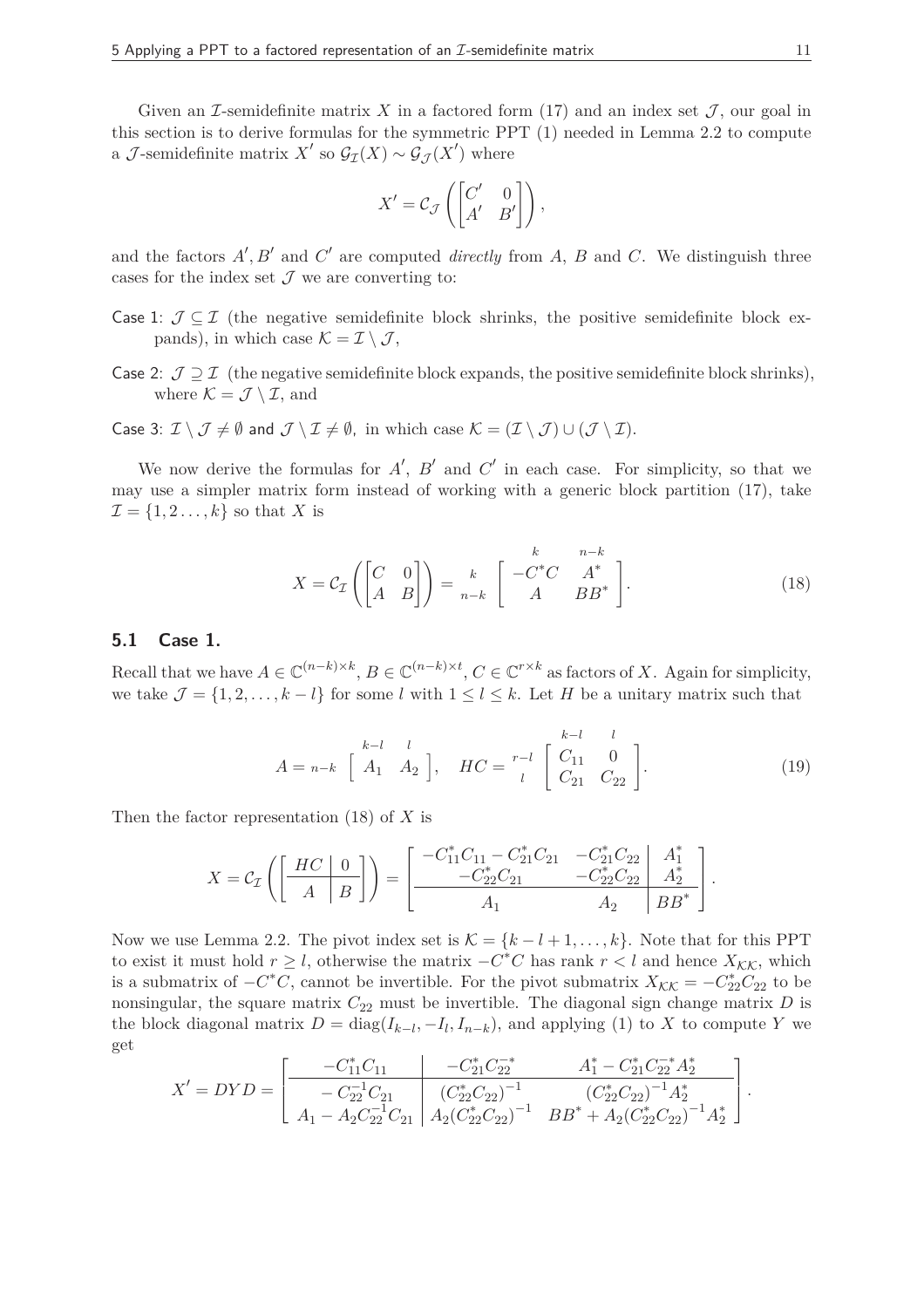Given an $\mathcal{I}$-semidefinite matrix $X$ in a factored form (17) and an index set $\mathcal{J}$, our goal in this section is to derive formulas for the symmetric PPT (1) needed in Lemma 2.2 to compute a $\mathcal{J}$-semidefinite matrix $X'$ so $\mathcal{G}_{\mathcal{I}}(X) \sim \mathcal{G}_{\mathcal{J}}(X')$ where

$$X' = \mathcal{C}_{\mathcal{J}}\left(\begin{bmatrix} C' & 0 \\ A' & B' \end{bmatrix}\right),$$

and the factors $A', B'$ and $C'$ are computed *directly* from $A$, $B$ and $C$. We distinguish three cases for the index set $\mathcal{J}$ we are converting to:

- Case 1: $\mathcal{J} \subseteq \mathcal{I}$ (the negative semidefinite block shrinks, the positive semidefinite block expands), in which case $\mathcal{K} = \mathcal{I} \setminus \mathcal{J}$,
- Case 2: $\mathcal{J} \supseteq \mathcal{I}$ (the negative semidefinite block expands, the positive semidefinite block shrinks), where $\mathcal{K} = \mathcal{J} \setminus \mathcal{I}$, and
- Case 3: $\mathcal{I} \setminus \mathcal{J} \neq \emptyset$ and $\mathcal{J} \setminus \mathcal{I} \neq \emptyset$, in which case $\mathcal{K} = (\mathcal{I} \setminus \mathcal{J}) \cup (\mathcal{J} \setminus \mathcal{I})$.

We now derive the formulas for $A'$, $B'$ and $C'$ in each case. For simplicity, so that we may use a simpler matrix form instead of working with a generic block partition (17), take $\mathcal{I} = \{1, 2 \dots, k\}$ so that $X$ is

$$X = \mathcal{C}_{\mathcal{I}}\left(\begin{bmatrix} C & 0 \\ A & B \end{bmatrix}\right) = \begin{matrix} & \begin{matrix} k & n-k \end{matrix} \\ \begin{matrix} k \\ n-k \end{matrix} & \begin{bmatrix} -C^*C & A^* \\ A & BB^* \end{bmatrix} \end{matrix}. \tag{18}$$

## 5.1 Case 1.

Recall that we have $A \in \mathbb{C}^{(n-k)\times k}$, $B \in \mathbb{C}^{(n-k)\times t}$, $C \in \mathbb{C}^{r\times k}$ as factors of $X$. Again for simplicity, we take $\mathcal{J} = \{1, 2, \dots, k-l\}$ for some $l$ with $1 \leq l \leq k$. Let $H$ be a unitary matrix such that

$$A = \begin{matrix} & \begin{matrix} k-l & l \end{matrix} \\ n-k & \begin{bmatrix} A_1 & A_2 \end{bmatrix} \end{matrix}, \quad HC = \begin{matrix} & \begin{matrix} k-l & l \end{matrix} \\ \begin{matrix} r-l \\ l \end{matrix} & \begin{bmatrix} C_{11} & 0 \\ C_{21} & C_{22} \end{bmatrix} \end{matrix}. \tag{19}$$

Then the factor representation (18) of $X$ is

$$X = \mathcal{C}_{\mathcal{I}}\left(\left[\begin{array}{c|c} HC & 0 \\ \hline A & B \end{array}\right]\right) = \left[\begin{array}{cc|c} -C_{11}^*C_{11} - C_{21}^*C_{21} & -C_{21}^*C_{22} & A_1^* \\ -C_{22}^*C_{21} & -C_{22}^*C_{22} & A_2^* \\ \hline A_1 & A_2 & BB^* \end{array}\right].$$

Now we use Lemma 2.2. The pivot index set is $\mathcal{K} = \{k-l+1, \dots, k\}$. Note that for this PPT to exist it must hold $r \geq l$, otherwise the matrix $-C^*C$ has rank $r < l$ and hence $X_{\mathcal{K}\mathcal{K}}$, which is a submatrix of $-C^*C$, cannot be invertible. For the pivot submatrix $X_{\mathcal{K}\mathcal{K}} = -C_{22}^*C_{22}$ to be nonsingular, the square matrix $C_{22}$ must be invertible. The diagonal sign change matrix $D$ is the block diagonal matrix $D = \operatorname{diag}(I_{k-l}, -I_l, I_{n-k})$, and applying (1) to $X$ to compute $Y$ we get

$$X' = DYD = \left[\begin{array}{c|cc} -C_{11}^*C_{11} & -C_{21}^*C_{22}^{-*} & A_1^* - C_{21}^*C_{22}^{-*}A_2^* \\ \hline -C_{22}^{-1}C_{21} & (C_{22}^*C_{22})^{-1} & (C_{22}^*C_{22})^{-1}A_2^* \\ A_1 - A_2C_{22}^{-1}C_{21} & A_2(C_{22}^*C_{22})^{-1} & BB^* + A_2(C_{22}^*C_{22})^{-1}A_2^* \end{array}\right].$$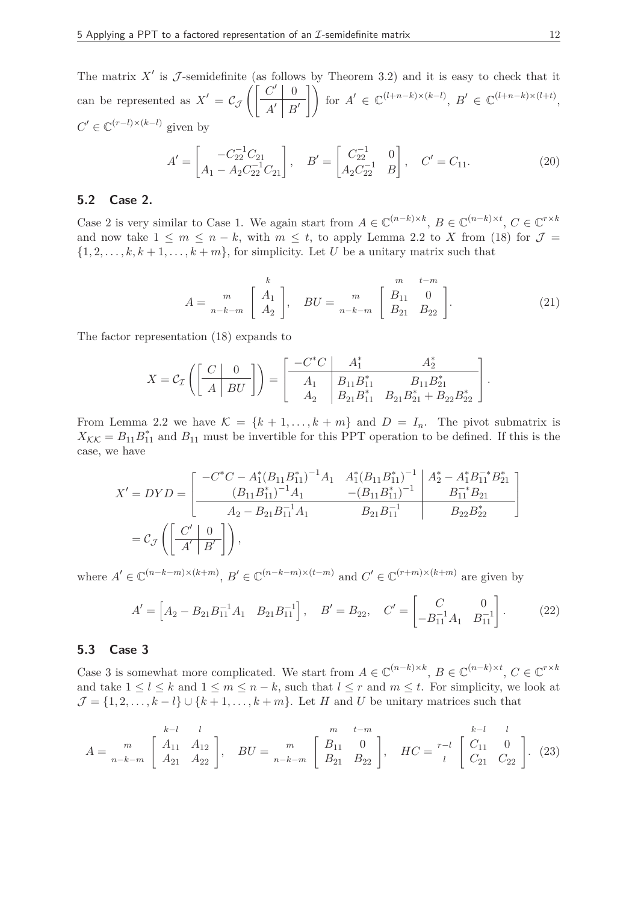The matrix $X'$ is $\mathcal{J}$-semidefinite (as follows by Theorem 3.2) and it is easy to check that it can be represented as $X' = \mathcal{C}_{\mathcal{J}}\left(\left[\begin{array}{c|c} C' & 0 \\ \hline A' & B' \end{array}\right]\right)$ for $A' \in \mathbb{C}^{(l+n-k)\times(k-l)}$, $B' \in \mathbb{C}^{(l+n-k)\times(l+t)}$, $C' \in \mathbb{C}^{(r-l)\times(k-l)}$ given by

$$A' = \begin{bmatrix} -C_{22}^{-1}C_{21} \\ A_1 - A_2 C_{22}^{-1} C_{21} \end{bmatrix}, \quad B' = \begin{bmatrix} C_{22}^{-1} & 0 \\ A_2 C_{22}^{-1} & B \end{bmatrix}, \quad C' = C_{11}. \tag{20}$$

## 5.2 Case 2.

Case 2 is very similar to Case 1. We again start from $A \in \mathbb{C}^{(n-k)\times k}$, $B \in \mathbb{C}^{(n-k)\times t}$, $C \in \mathbb{C}^{r\times k}$ and now take $1 \le m \le n-k$, with $m \le t$, to apply Lemma 2.2 to $X$ from (18) for $\mathcal{J} = \{1, 2, \ldots, k, k+1, \ldots, k+m\}$, for simplicity. Let $U$ be a unitary matrix such that

$$A = \begin{array}{c} \\ {\scriptstyle m} \\ {\scriptstyle n-k-m} \end{array} \!\!\begin{array}{c} {\scriptstyle k} \\ \left[\begin{array}{c} A_1 \\ A_2 \end{array}\right] \end{array}, \quad BU = \begin{array}{c} \\ {\scriptstyle m} \\ {\scriptstyle n-k-m} \end{array} \!\!\begin{array}{c} \begin{array}{cc} {\scriptstyle m} & {\scriptstyle t-m} \end{array} \\ \left[\begin{array}{cc} B_{11} & 0 \\ B_{21} & B_{22} \end{array}\right] \end{array}. \tag{21}$$

The factor representation (18) expands to

$$X = \mathcal{C}_{\mathcal{I}}\left(\left[\begin{array}{c|c} C & 0 \\ \hline A & BU \end{array}\right]\right) = \left[\begin{array}{c|cc} -C^*C & A_1^* & A_2^* \\ \hline A_1 & B_{11}B_{11}^* & B_{11}B_{21}^* \\ A_2 & B_{21}B_{11}^* & B_{21}B_{21}^* + B_{22}B_{22}^* \end{array}\right].$$

From Lemma 2.2 we have $\mathcal{K} = \{k+1, \ldots, k+m\}$ and $D = I_n$. The pivot submatrix is $X_{\mathcal{K}\mathcal{K}} = B_{11}B_{11}^*$ and $B_{11}$ must be invertible for this PPT operation to be defined. If this is the case, we have

$$\begin{aligned} X' = DYD &= \left[\begin{array}{cc|c} -C^*C - A_1^*(B_{11}B_{11}^*)^{-1}A_1 & A_1^*(B_{11}B_{11}^*)^{-1} & A_2^* - A_1^* B_{11}^{-*} B_{21}^* \\ (B_{11}B_{11}^*)^{-1}A_1 & -(B_{11}B_{11}^*)^{-1} & B_{11}^{-*}B_{21} \\ \hline A_2 - B_{21}B_{11}^{-1}A_1 & B_{21}B_{11}^{-1} & B_{22}B_{22}^* \end{array}\right] \\ &= \mathcal{C}_{\mathcal{J}}\left(\left[\begin{array}{c|c} C' & 0 \\ \hline A' & B' \end{array}\right]\right), \end{aligned}$$

where $A' \in \mathbb{C}^{(n-k-m)\times(k+m)}$, $B' \in \mathbb{C}^{(n-k-m)\times(t-m)}$ and $C' \in \mathbb{C}^{(r+m)\times(k+m)}$ are given by

$$A' = \begin{bmatrix} A_2 - B_{21}B_{11}^{-1}A_1 & B_{21}B_{11}^{-1} \end{bmatrix}, \quad B' = B_{22}, \quad C' = \begin{bmatrix} C & 0 \\ -B_{11}^{-1}A_1 & B_{11}^{-1} \end{bmatrix}. \tag{22}$$

## 5.3 Case 3

Case 3 is somewhat more complicated. We start from $A \in \mathbb{C}^{(n-k)\times k}$, $B \in \mathbb{C}^{(n-k)\times t}$, $C \in \mathbb{C}^{r\times k}$ and take $1 \le l \le k$ and $1 \le m \le n-k$, such that $l \le r$ and $m \le t$. For simplicity, we look at $\mathcal{J} = \{1, 2, \ldots, k-l\} \cup \{k+1, \ldots, k+m\}$. Let $H$ and $U$ be unitary matrices such that

$$A = \begin{array}{c} \\ {\scriptstyle m} \\ {\scriptstyle n-k-m} \end{array} \!\!\begin{array}{c} \begin{array}{cc} {\scriptstyle k-l} & {\scriptstyle l} \end{array} \\ \left[\begin{array}{cc} A_{11} & A_{12} \\ A_{21} & A_{22} \end{array}\right] \end{array}, \quad BU = \begin{array}{c} \\ {\scriptstyle m} \\ {\scriptstyle n-k-m} \end{array} \!\!\begin{array}{c} \begin{array}{cc} {\scriptstyle m} & {\scriptstyle t-m} \end{array} \\ \left[\begin{array}{cc} B_{11} & 0 \\ B_{21} & B_{22} \end{array}\right] \end{array}, \quad HC = \begin{array}{c} \\ {\scriptstyle r-l} \\ {\scriptstyle l} \end{array} \!\!\begin{array}{c} \begin{array}{cc} {\scriptstyle k-l} & {\scriptstyle l} \end{array} \\ \left[\begin{array}{cc} C_{11} & 0 \\ C_{21} & C_{22} \end{array}\right] \end{array}. \tag{23}$$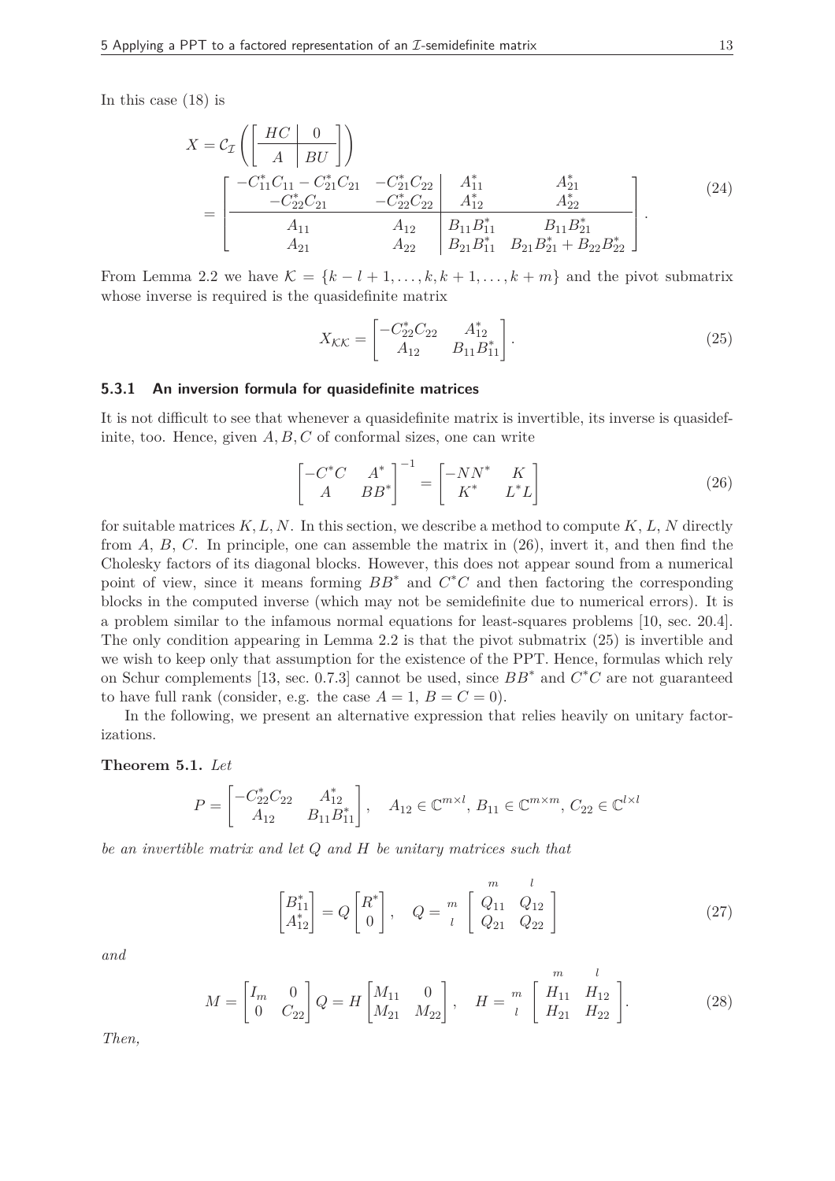In this case (18) is

$$
\begin{aligned}
X &= \mathcal{C}_{\mathcal{I}}\left(\left[\begin{array}{c|c} HC & 0 \\ \hline A & BU \end{array}\right]\right) \\
&= \left[\begin{array}{cc|cc} -C_{11}^*C_{11} - C_{21}^*C_{21} & -C_{21}^*C_{22} & A_{11}^* & A_{21}^* \\ -C_{22}^*C_{21} & -C_{22}^*C_{22} & A_{12}^* & A_{22}^* \\ \hline A_{11} & A_{12} & B_{11}B_{11}^* & B_{11}B_{21}^* \\ A_{21} & A_{22} & B_{21}B_{11}^* & B_{21}B_{21}^* + B_{22}B_{22}^* \end{array}\right].
\end{aligned} \tag{24}
$$

From Lemma 2.2 we have $\mathcal{K} = \{k-l+1, \dots, k, k+1, \dots, k+m\}$ and the pivot submatrix whose inverse is required is the quasidefinite matrix

$$
X_{\mathcal{K}\mathcal{K}} = \begin{bmatrix} -C_{22}^*C_{22} & A_{12}^* \\ A_{12} & B_{11}B_{11}^* \end{bmatrix}. \tag{25}
$$

### 5.3.1 An inversion formula for quasidefinite matrices

It is not difficult to see that whenever a quasidefinite matrix is invertible, its inverse is quasidefinite, too. Hence, given $A, B, C$ of conformal sizes, one can write

$$
\begin{bmatrix} -C^*C & A^* \\ A & BB^* \end{bmatrix}^{-1} = \begin{bmatrix} -NN^* & K \\ K^* & L^*L \end{bmatrix} \tag{26}
$$

for suitable matrices $K, L, N$. In this section, we describe a method to compute $K$, $L$, $N$ directly from $A$, $B$, $C$. In principle, one can assemble the matrix in (26), invert it, and then find the Cholesky factors of its diagonal blocks. However, this does not appear sound from a numerical point of view, since it means forming $BB^*$ and $C^*C$ and then factoring the corresponding blocks in the computed inverse (which may not be semidefinite due to numerical errors). It is a problem similar to the infamous normal equations for least-squares problems [10, sec. 20.4]. The only condition appearing in Lemma 2.2 is that the pivot submatrix (25) is invertible and we wish to keep only that assumption for the existence of the PPT. Hence, formulas which rely on Schur complements [13, sec. 0.7.3] cannot be used, since $BB^*$ and $C^*C$ are not guaranteed to have full rank (consider, e.g. the case $A = 1$, $B = C = 0$).

In the following, we present an alternative expression that relies heavily on unitary factorizations.

**Theorem 5.1.** *Let*

$$
P = \begin{bmatrix} -C_{22}^*C_{22} & A_{12}^* \\ A_{12} & B_{11}B_{11}^* \end{bmatrix}, \quad A_{12} \in \mathbb{C}^{m \times l},\, B_{11} \in \mathbb{C}^{m \times m},\, C_{22} \in \mathbb{C}^{l \times l}
$$

*be an invertible matrix and let $Q$ and $H$ be unitary matrices such that*

$$
\begin{bmatrix} B_{11}^* \\ A_{12}^* \end{bmatrix} = Q \begin{bmatrix} R^* \\ 0 \end{bmatrix}, \quad Q = \begin{array}{c} \\ m \\ l \end{array}\!\!\begin{array}{c} \begin{array}{cc} m & l \end{array} \\ \begin{bmatrix} Q_{11} & Q_{12} \\ Q_{21} & Q_{22} \end{bmatrix} \end{array} \tag{27}
$$

*and*

$$
M = \begin{bmatrix} I_m & 0 \\ 0 & C_{22} \end{bmatrix} Q = H \begin{bmatrix} M_{11} & 0 \\ M_{21} & M_{22} \end{bmatrix}, \quad H = \begin{array}{c} \\ m \\ l \end{array}\!\!\begin{array}{c} \begin{array}{cc} m & l \end{array} \\ \begin{bmatrix} H_{11} & H_{12} \\ H_{21} & H_{22} \end{bmatrix} \end{array}. \tag{28}
$$

*Then,*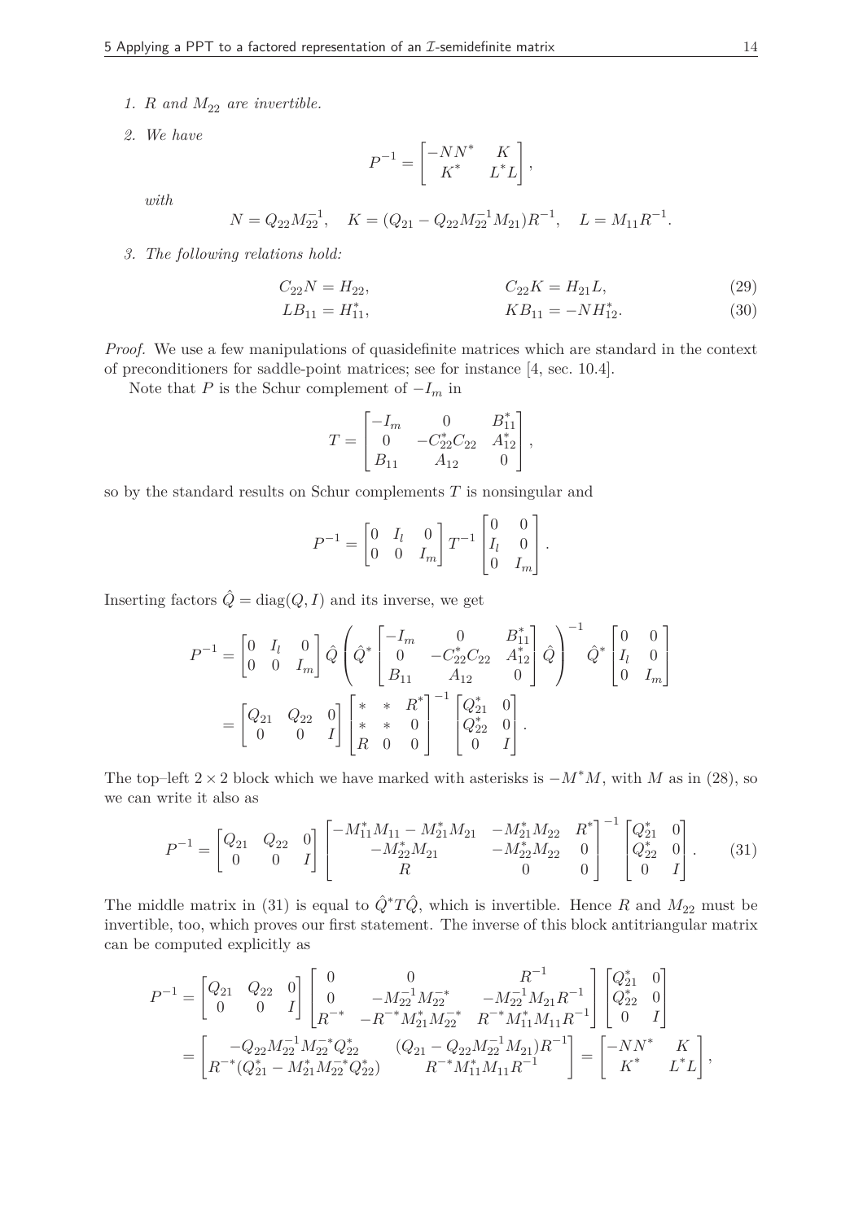1. *$R$ and $M_{22}$ are invertible.*
2. *We have*

$$P^{-1} = \begin{bmatrix} -NN^* & K \\ K^* & L^*L \end{bmatrix},$$

*with*

$$N = Q_{22}M_{22}^{-1}, \quad K = (Q_{21} - Q_{22}M_{22}^{-1}M_{21})R^{-1}, \quad L = M_{11}R^{-1}.$$

3. *The following relations hold:*

$$C_{22}N = H_{22}, \qquad\qquad C_{22}K = H_{21}L, \tag{29}$$

$$LB_{11} = H_{11}^*, \qquad\qquad KB_{11} = -NH_{12}^*. \tag{30}$$

*Proof.* We use a few manipulations of quasidefinite matrices which are standard in the context of preconditioners for saddle-point matrices; see for instance [4, sec. 10.4].

Note that $P$ is the Schur complement of $-I_m$ in

$$T = \begin{bmatrix} -I_m & 0 & B_{11}^* \\ 0 & -C_{22}^*C_{22} & A_{12}^* \\ B_{11} & A_{12} & 0 \end{bmatrix},$$

so by the standard results on Schur complements $T$ is nonsingular and

$$P^{-1} = \begin{bmatrix} 0 & I_l & 0 \\ 0 & 0 & I_m \end{bmatrix} T^{-1} \begin{bmatrix} 0 & 0 \\ I_l & 0 \\ 0 & I_m \end{bmatrix}.$$

Inserting factors $\hat{Q} = \operatorname{diag}(Q, I)$ and its inverse, we get

$$\begin{aligned} P^{-1} &= \begin{bmatrix} 0 & I_l & 0 \\ 0 & 0 & I_m \end{bmatrix} \hat{Q} \left( \hat{Q}^* \begin{bmatrix} -I_m & 0 & B_{11}^* \\ 0 & -C_{22}^*C_{22} & A_{12}^* \\ B_{11} & A_{12} & 0 \end{bmatrix} \hat{Q} \right)^{-1} \hat{Q}^* \begin{bmatrix} 0 & 0 \\ I_l & 0 \\ 0 & I_m \end{bmatrix} \\ &= \begin{bmatrix} Q_{21} & Q_{22} & 0 \\ 0 & 0 & I \end{bmatrix} \begin{bmatrix} * & * & R^* \\ * & * & 0 \\ R & 0 & 0 \end{bmatrix}^{-1} \begin{bmatrix} Q_{21}^* & 0 \\ Q_{22}^* & 0 \\ 0 & I \end{bmatrix}. \end{aligned}$$

The top–left $2 \times 2$ block which we have marked with asterisks is $-M^*M$, with $M$ as in (28), so we can write it also as

$$P^{-1} = \begin{bmatrix} Q_{21} & Q_{22} & 0 \\ 0 & 0 & I \end{bmatrix} \begin{bmatrix} -M_{11}^*M_{11} - M_{21}^*M_{21} & -M_{21}^*M_{22} & R^* \\ -M_{22}^*M_{21} & -M_{22}^*M_{22} & 0 \\ R & 0 & 0 \end{bmatrix}^{-1} \begin{bmatrix} Q_{21}^* & 0 \\ Q_{22}^* & 0 \\ 0 & I \end{bmatrix}. \tag{31}$$

The middle matrix in (31) is equal to $\hat{Q}^*T\hat{Q}$, which is invertible. Hence $R$ and $M_{22}$ must be invertible, too, which proves our first statement. The inverse of this block antitriangular matrix can be computed explicitly as

$$\begin{aligned} P^{-1} &= \begin{bmatrix} Q_{21} & Q_{22} & 0 \\ 0 & 0 & I \end{bmatrix} \begin{bmatrix} 0 & 0 & R^{-1} \\ 0 & -M_{22}^{-1}M_{22}^{-*} & -M_{22}^{-1}M_{21}R^{-1} \\ R^{-*} & -R^{-*}M_{21}^*M_{22}^{-*} & R^{-*}M_{11}^*M_{11}R^{-1} \end{bmatrix} \begin{bmatrix} Q_{21}^* & 0 \\ Q_{22}^* & 0 \\ 0 & I \end{bmatrix} \\ &= \begin{bmatrix} -Q_{22}M_{22}^{-1}M_{22}^{-*}Q_{22}^* & (Q_{21} - Q_{22}M_{22}^{-1}M_{21})R^{-1} \\ R^{-*}(Q_{21}^* - M_{21}^*M_{22}^{-*}Q_{22}^*) & R^{-*}M_{11}^*M_{11}R^{-1} \end{bmatrix} = \begin{bmatrix} -NN^* & K \\ K^* & L^*L \end{bmatrix}, \end{aligned}$$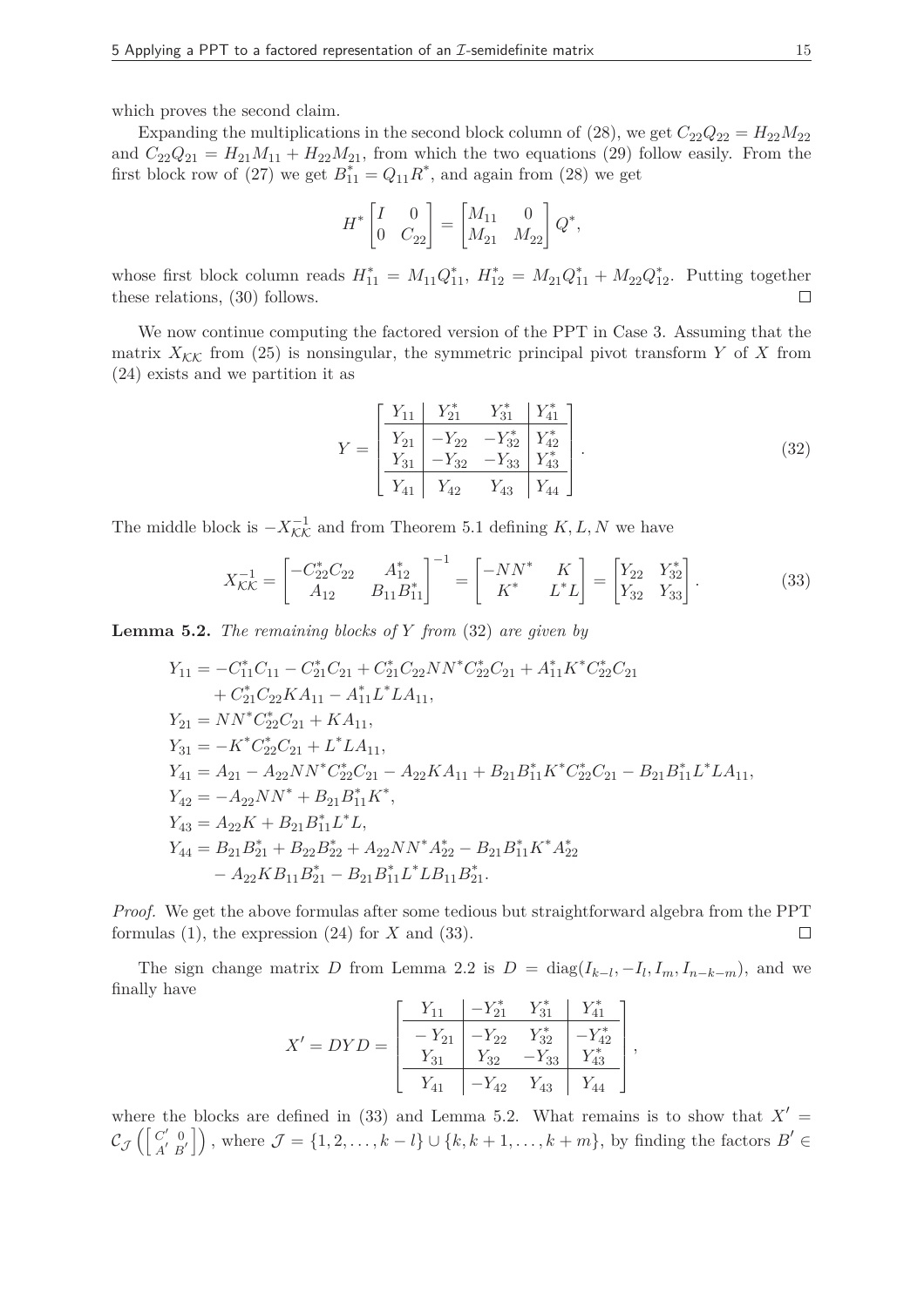which proves the second claim.

Expanding the multiplications in the second block column of (28), we get $C_{22}Q_{22} = H_{22}M_{22}$ and $C_{22}Q_{21} = H_{21}M_{11} + H_{22}M_{21}$, from which the two equations (29) follow easily. From the first block row of (27) we get $B_{11}^* = Q_{11}R^*$, and again from (28) we get

$$H^* \begin{bmatrix} I & 0 \\ 0 & C_{22} \end{bmatrix} = \begin{bmatrix} M_{11} & 0 \\ M_{21} & M_{22} \end{bmatrix} Q^*,$$

whose first block column reads $H_{11}^* = M_{11}Q_{11}^*$, $H_{12}^* = M_{21}Q_{11}^* + M_{22}Q_{12}^*$. Putting together these relations, (30) follows. $\square$

We now continue computing the factored version of the PPT in Case 3. Assuming that the matrix $X_{\mathcal{K}\mathcal{K}}$ from (25) is nonsingular, the symmetric principal pivot transform $Y$ of $X$ from (24) exists and we partition it as

$$Y = \left[\begin{array}{c|cc|c} Y_{11} & Y_{21}^* & Y_{31}^* & Y_{41}^* \\ \hline Y_{21} & -Y_{22} & -Y_{32}^* & Y_{42}^* \\ Y_{31} & -Y_{32} & -Y_{33} & Y_{43}^* \\ \hline Y_{41} & Y_{42} & Y_{43} & Y_{44} \end{array}\right]. \tag{32}$$

The middle block is $-X_{\mathcal{K}\mathcal{K}}^{-1}$ and from Theorem 5.1 defining $K, L, N$ we have

$$X_{\mathcal{K}\mathcal{K}}^{-1} = \begin{bmatrix} -C_{22}^* C_{22} & A_{12}^* \\ A_{12} & B_{11}B_{11}^* \end{bmatrix}^{-1} = \begin{bmatrix} -NN^* & K \\ K^* & L^*L \end{bmatrix} = \begin{bmatrix} Y_{22} & Y_{32}^* \\ Y_{32} & Y_{33} \end{bmatrix}. \tag{33}$$

**Lemma 5.2.** *The remaining blocks of $Y$ from* (32) *are given by*

$$\begin{aligned}
Y_{11} &= -C_{11}^*C_{11} - C_{21}^*C_{21} + C_{21}^*C_{22}NN^*C_{22}^*C_{21} + A_{11}^*K^*C_{22}^*C_{21} \\
&\quad + C_{21}^*C_{22}KA_{11} - A_{11}^*L^*LA_{11}, \\
Y_{21} &= NN^*C_{22}^*C_{21} + KA_{11}, \\
Y_{31} &= -K^*C_{22}^*C_{21} + L^*LA_{11}, \\
Y_{41} &= A_{21} - A_{22}NN^*C_{22}^*C_{21} - A_{22}KA_{11} + B_{21}B_{11}^*K^*C_{22}^*C_{21} - B_{21}B_{11}^*L^*LA_{11}, \\
Y_{42} &= -A_{22}NN^* + B_{21}B_{11}^*K^*, \\
Y_{43} &= A_{22}K + B_{21}B_{11}^*L^*L, \\
Y_{44} &= B_{21}B_{21}^* + B_{22}B_{22}^* + A_{22}NN^*A_{22}^* - B_{21}B_{11}^*K^*A_{22}^* \\
&\quad - A_{22}KB_{11}B_{21}^* - B_{21}B_{11}^*L^*LB_{11}B_{21}^*.
\end{aligned}$$

*Proof.* We get the above formulas after some tedious but straightforward algebra from the PPT formulas (1), the expression (24) for $X$ and (33). $\square$

The sign change matrix $D$ from Lemma 2.2 is $D = \operatorname{diag}(I_{k-l}, -I_l, I_m, I_{n-k-m})$, and we finally have

$$X' = DYD = \left[\begin{array}{c|cc|c} Y_{11} & -Y_{21}^* & Y_{31}^* & Y_{41}^* \\ \hline -Y_{21} & -Y_{22} & Y_{32}^* & -Y_{42}^* \\ Y_{31} & Y_{32} & -Y_{33} & Y_{43}^* \\ \hline Y_{41} & -Y_{42} & Y_{43} & Y_{44} \end{array}\right],$$

where the blocks are defined in (33) and Lemma 5.2. What remains is to show that $X' = \mathcal{C}_{\mathcal{J}}\left(\left[\begin{smallmatrix} C' & 0 \\ A' & B' \end{smallmatrix}\right]\right)$, where $\mathcal{J} = \{1, 2, \ldots, k-l\} \cup \{k, k+1, \ldots, k+m\}$, by finding the factors $B' \in$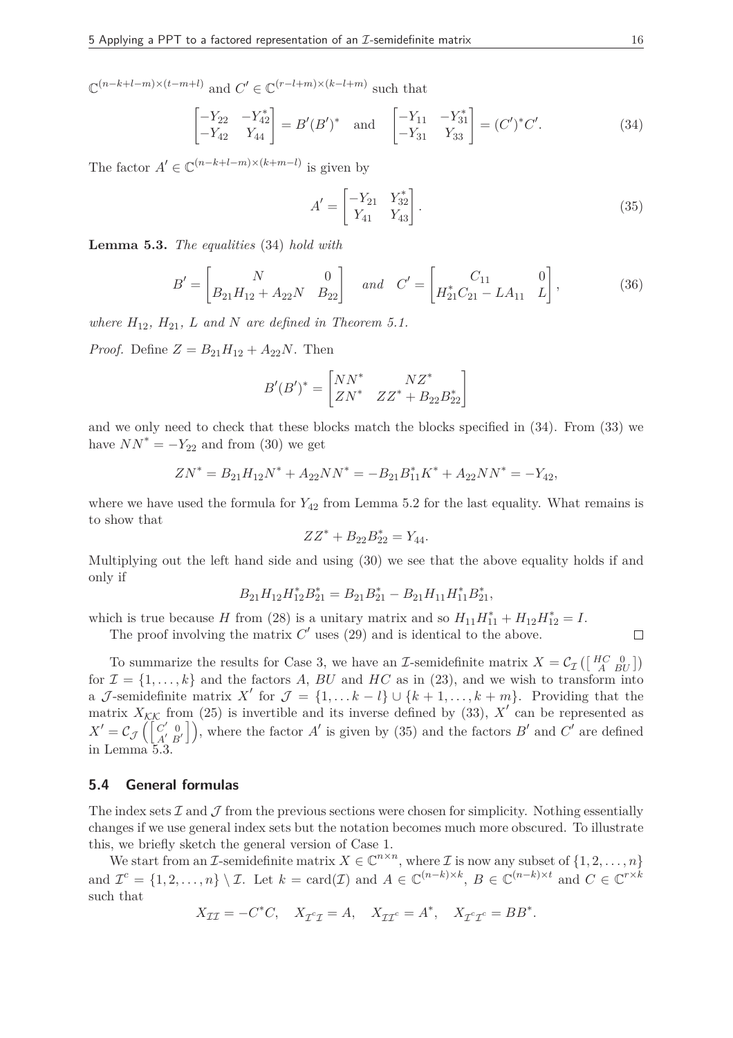$\mathbb{C}^{(n-k+l-m)\times(t-m+l)}$ and $C' \in \mathbb{C}^{(r-l+m)\times(k-l+m)}$ such that

$$\begin{bmatrix} -Y_{22} & -Y_{42}^* \\ -Y_{42} & Y_{44} \end{bmatrix} = B'(B')^* \quad \text{and} \quad \begin{bmatrix} -Y_{11} & -Y_{31}^* \\ -Y_{31} & Y_{33} \end{bmatrix} = (C')^* C'. \tag{34}$$

The factor $A' \in \mathbb{C}^{(n-k+l-m)\times(k+m-l)}$ is given by

$$A' = \begin{bmatrix} -Y_{21} & Y_{32}^* \\ Y_{41} & Y_{43} \end{bmatrix}. \tag{35}$$

**Lemma 5.3.** *The equalities* (34) *hold with*

$$B' = \begin{bmatrix} N & 0 \\ B_{21}H_{12} + A_{22}N & B_{22} \end{bmatrix} \quad \text{and} \quad C' = \begin{bmatrix} C_{11} & 0 \\ H_{21}^* C_{21} - LA_{11} & L \end{bmatrix}, \tag{36}$$

*where $H_{12}$, $H_{21}$, $L$ and $N$ are defined in Theorem 5.1.*

*Proof.* Define $Z = B_{21}H_{12} + A_{22}N$. Then

$$B'(B')^* = \begin{bmatrix} NN^* & NZ^* \\ ZN^* & ZZ^* + B_{22}B_{22}^* \end{bmatrix}$$

and we only need to check that these blocks match the blocks specified in (34). From (33) we have $NN^* = -Y_{22}$ and from (30) we get

$$ZN^* = B_{21}H_{12}N^* + A_{22}NN^* = -B_{21}B_{11}^*K^* + A_{22}NN^* = -Y_{42},$$

where we have used the formula for $Y_{42}$ from Lemma 5.2 for the last equality. What remains is to show that

$$ZZ^* + B_{22}B_{22}^* = Y_{44}.$$

Multiplying out the left hand side and using (30) we see that the above equality holds if and only if

$$B_{21}H_{12}H_{12}^*B_{21}^* = B_{21}B_{21}^* - B_{21}H_{11}H_{11}^*B_{21}^*,$$

which is true because $H$ from (28) is a unitary matrix and so $H_{11}H_{11}^* + H_{12}H_{12}^* = I$.

The proof involving the matrix $C'$ uses (29) and is identical to the above. $\square$

To summarize the results for Case 3, we have an $\mathcal{I}$-semidefinite matrix $X = \mathcal{C}_{\mathcal{I}}\left(\left[\begin{smallmatrix} HC & 0 \\ A & BU \end{smallmatrix}\right]\right)$ for $\mathcal{I} = \{1,\dots,k\}$ and the factors $A$, $BU$ and $HC$ as in (23), and we wish to transform into a $\mathcal{J}$-semidefinite matrix $X'$ for $\mathcal{J} = \{1,\dots k-l\} \cup \{k+1,\dots,k+m\}$. Providing that the matrix $X_{\mathcal{K}\mathcal{K}}$ from (25) is invertible and its inverse defined by (33), $X'$ can be represented as $X' = \mathcal{C}_{\mathcal{J}}\left(\left[\begin{smallmatrix} C' & 0 \\ A' & B' \end{smallmatrix}\right]\right)$, where the factor $A'$ is given by (35) and the factors $B'$ and $C'$ are defined in Lemma 5.3.

## 5.4 General formulas

The index sets $\mathcal{I}$ and $\mathcal{J}$ from the previous sections were chosen for simplicity. Nothing essentially changes if we use general index sets but the notation becomes much more obscured. To illustrate this, we briefly sketch the general version of Case 1.

We start from an $\mathcal{I}$-semidefinite matrix $X \in \mathbb{C}^{n\times n}$, where $\mathcal{I}$ is now any subset of $\{1,2,\dots,n\}$ and $\mathcal{I}^c = \{1,2,\dots,n\} \setminus \mathcal{I}$. Let $k = \text{card}(\mathcal{I})$ and $A \in \mathbb{C}^{(n-k)\times k}$, $B \in \mathbb{C}^{(n-k)\times t}$ and $C \in \mathbb{C}^{r\times k}$ such that

$$X_{\mathcal{I}\mathcal{I}} = -C^*C, \quad X_{\mathcal{I}^c\mathcal{I}} = A, \quad X_{\mathcal{I}\mathcal{I}^c} = A^*, \quad X_{\mathcal{I}^c\mathcal{I}^c} = BB^*.$$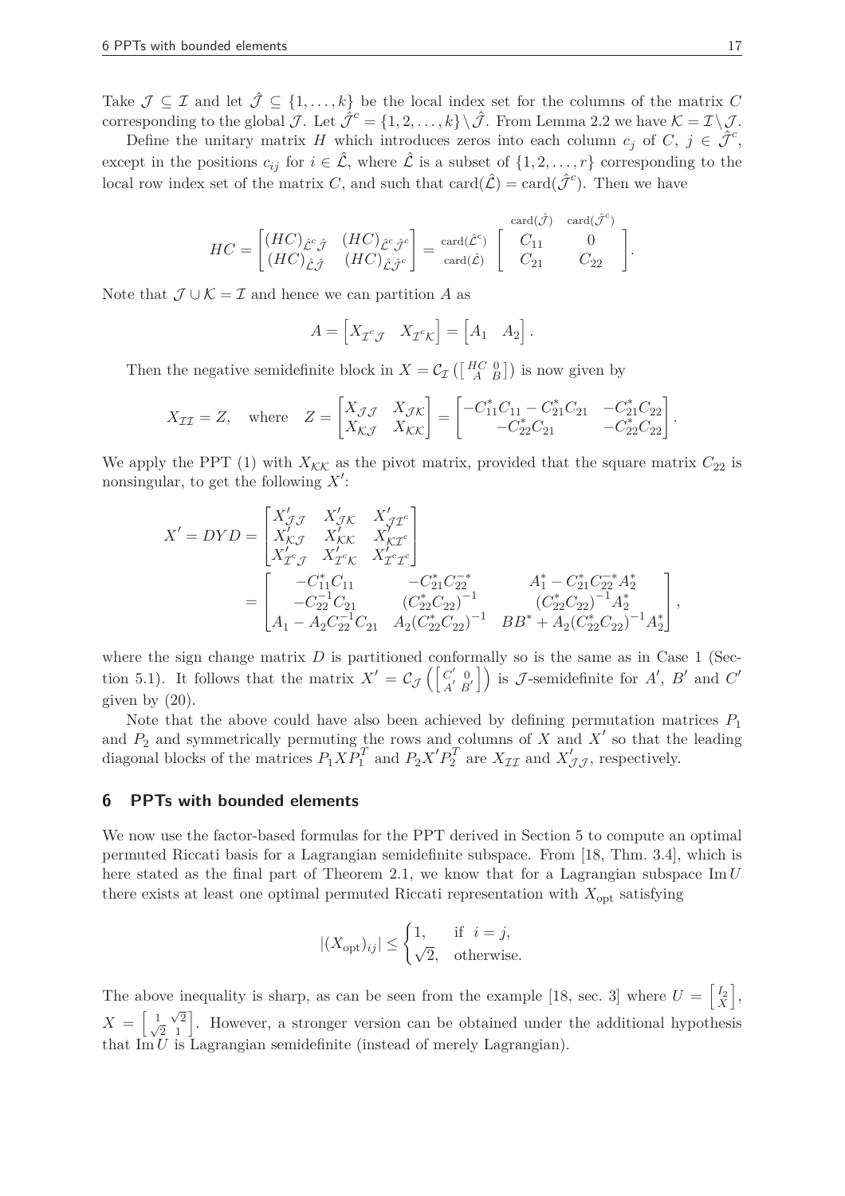Take $\mathcal{J} \subseteq \mathcal{I}$ and let $\hat{\mathcal{J}} \subseteq \{1,\dots,k\}$ be the local index set for the columns of the matrix $C$ corresponding to the global $\mathcal{J}$. Let $\hat{\mathcal{J}}^c = \{1,2,\dots,k\}\setminus\hat{\mathcal{J}}$. From Lemma 2.2 we have $\mathcal{K} = \mathcal{I}\setminus\mathcal{J}$.

Define the unitary matrix $H$ which introduces zeros into each column $c_j$ of $C$, $j \in \hat{\mathcal{J}}^c$, except in the positions $c_{ij}$ for $i \in \hat{\mathcal{L}}$, where $\hat{\mathcal{L}}$ is a subset of $\{1,2,\dots,r\}$ corresponding to the local row index set of the matrix $C$, and such that $\operatorname{card}(\hat{\mathcal{L}}) = \operatorname{card}(\hat{\mathcal{J}}^c)$. Then we have

$$
HC = \begin{bmatrix} (HC)_{\hat{\mathcal{L}}^c\hat{\mathcal{J}}} & (HC)_{\hat{\mathcal{L}}^c\hat{\mathcal{J}}^c} \\ (HC)_{\hat{\mathcal{L}}\hat{\mathcal{J}}} & (HC)_{\hat{\mathcal{L}}\hat{\mathcal{J}}^c} \end{bmatrix} = \begin{array}{c} \\ \scriptstyle\operatorname{card}(\hat{\mathcal{L}}^c) \\ \scriptstyle\operatorname{card}(\hat{\mathcal{L}}) \end{array} \!\!\begin{array}{c} \begin{array}{cc} \scriptstyle\operatorname{card}(\hat{\mathcal{J}}) & \scriptstyle\operatorname{card}(\hat{\mathcal{J}}^c) \end{array} \\ \begin{bmatrix} C_{11} & 0 \\ C_{21} & C_{22} \end{bmatrix} \end{array}.
$$

Note that $\mathcal{J} \cup \mathcal{K} = \mathcal{I}$ and hence we can partition $A$ as

$$
A = \begin{bmatrix} X_{\mathcal{I}^c\mathcal{J}} & X_{\mathcal{I}^c\mathcal{K}} \end{bmatrix} = \begin{bmatrix} A_1 & A_2 \end{bmatrix}.
$$

Then the negative semidefinite block in $X = \mathcal{C}_{\mathcal{I}}\left(\left[\begin{smallmatrix} HC & 0 \\ A & B \end{smallmatrix}\right]\right)$ is now given by

$$
X_{\mathcal{I}\mathcal{I}} = Z, \quad \text{where} \quad Z = \begin{bmatrix} X_{\mathcal{J}\mathcal{J}} & X_{\mathcal{J}\mathcal{K}} \\ X_{\mathcal{K}\mathcal{J}} & X_{\mathcal{K}\mathcal{K}} \end{bmatrix} = \begin{bmatrix} -C_{11}^*C_{11} - C_{21}^*C_{21} & -C_{21}^*C_{22} \\ -C_{22}^*C_{21} & -C_{22}^*C_{22} \end{bmatrix}.
$$

We apply the PPT (1) with $X_{\mathcal{K}\mathcal{K}}$ as the pivot matrix, provided that the square matrix $C_{22}$ is nonsingular, to get the following $X'$:

$$
\begin{aligned}
X' = DYD &= \begin{bmatrix} X'_{\mathcal{J}\mathcal{J}} & X'_{\mathcal{J}\mathcal{K}} & X'_{\mathcal{J}\mathcal{I}^c} \\ X'_{\mathcal{K}\mathcal{J}} & X'_{\mathcal{K}\mathcal{K}} & X'_{\mathcal{K}\mathcal{I}^c} \\ X'_{\mathcal{I}^c\mathcal{J}} & X'_{\mathcal{I}^c\mathcal{K}} & X'_{\mathcal{I}^c\mathcal{I}^c} \end{bmatrix} \\
&= \begin{bmatrix} -C_{11}^*C_{11} & -C_{21}^*C_{22}^{-*} & A_1^* - C_{21}^*C_{22}^{-*}A_2^* \\ -C_{22}^{-1}C_{21} & (C_{22}^*C_{22})^{-1} & (C_{22}^*C_{22})^{-1}A_2^* \\ A_1 - A_2C_{22}^{-1}C_{21} & A_2(C_{22}^*C_{22})^{-1} & BB^* + A_2(C_{22}^*C_{22})^{-1}A_2^* \end{bmatrix},
\end{aligned}
$$

where the sign change matrix $D$ is partitioned conformally so is the same as in Case 1 (Section 5.1). It follows that the matrix $X' = \mathcal{C}_{\mathcal{J}}\left(\left[\begin{smallmatrix} C' & 0 \\ A' & B' \end{smallmatrix}\right]\right)$ is $\mathcal{J}$-semidefinite for $A'$, $B'$ and $C'$ given by (20).

Note that the above could have also been achieved by defining permutation matrices $P_1$ and $P_2$ and symmetrically permuting the rows and columns of $X$ and $X'$ so that the leading diagonal blocks of the matrices $P_1XP_1^T$ and $P_2X'P_2^T$ are $X_{\mathcal{I}\mathcal{I}}$ and $X'_{\mathcal{J}\mathcal{J}}$, respectively.

## 6 PPTs with bounded elements

We now use the factor-based formulas for the PPT derived in Section 5 to compute an optimal permuted Riccati basis for a Lagrangian semidefinite subspace. From [18, Thm. 3.4], which is here stated as the final part of Theorem 2.1, we know that for a Lagrangian subspace $\operatorname{Im} U$ there exists at least one optimal permuted Riccati representation with $X_{\text{opt}}$ satisfying

$$
|(X_{\text{opt}})_{ij}| \leq \begin{cases} 1, & \text{if } i = j, \\ \sqrt{2}, & \text{otherwise.} \end{cases}
$$

The above inequality is sharp, as can be seen from the example [18, sec. 3] where $U = \left[\begin{smallmatrix} I_2 \\ X \end{smallmatrix}\right]$, $X = \left[\begin{smallmatrix} 1 & \sqrt{2} \\ \sqrt{2} & 1 \end{smallmatrix}\right]$. However, a stronger version can be obtained under the additional hypothesis that $\operatorname{Im} U$ is Lagrangian semidefinite (instead of merely Lagrangian).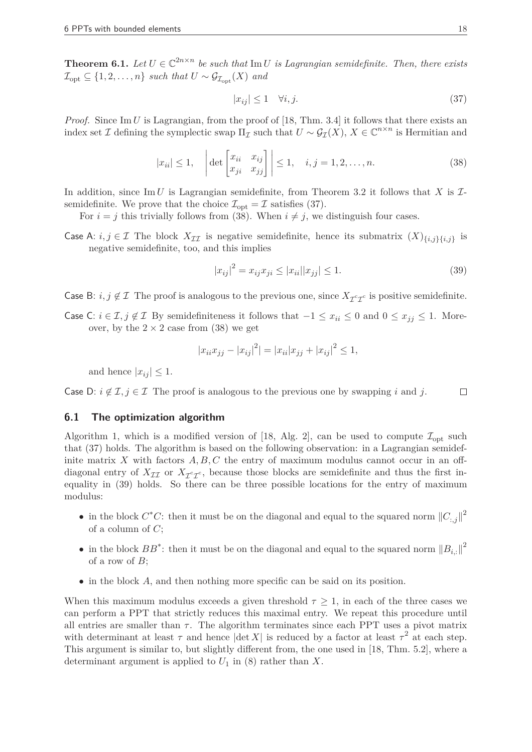**Theorem 6.1.** *Let $U \in \mathbb{C}^{2n\times n}$ be such that* $\operatorname{Im} U$ *is Lagrangian semidefinite. Then, there exists $\mathcal{I}_{\mathrm{opt}} \subseteq \{1, 2, \ldots, n\}$ such that $U \sim \mathcal{G}_{\mathcal{I}_{\mathrm{opt}}}(X)$ and*

$$|x_{ij}| \leq 1 \quad \forall i, j. \tag{37}$$

*Proof.* Since $\operatorname{Im} U$ is Lagrangian, from the proof of [18, Thm. 3.4] it follows that there exists an index set $\mathcal{I}$ defining the symplectic swap $\Pi_{\mathcal{I}}$ such that $U \sim \mathcal{G}_{\mathcal{I}}(X)$, $X \in \mathbb{C}^{n\times n}$ is Hermitian and

$$|x_{ii}| \leq 1, \quad \left|\det \begin{bmatrix} x_{ii} & x_{ij} \\ x_{ji} & x_{jj} \end{bmatrix}\right| \leq 1, \quad i, j = 1, 2, \ldots, n. \tag{38}$$

In addition, since $\operatorname{Im} U$ is Lagrangian semidefinite, from Theorem 3.2 it follows that $X$ is $\mathcal{I}$-semidefinite. We prove that the choice $\mathcal{I}_{\mathrm{opt}} = \mathcal{I}$ satisfies (37).

For $i = j$ this trivially follows from (38). When $i \neq j$, we distinguish four cases.

Case A: $i, j \in \mathcal{I}$ The block $X_{\mathcal{I}\mathcal{I}}$ is negative semidefinite, hence its submatrix $(X)_{\{i,j\}\{i,j\}}$ is negative semidefinite, too, and this implies

$$|x_{ij}|^2 = x_{ij}x_{ji} \leq |x_{ii}||x_{jj}| \leq 1. \tag{39}$$

Case B: $i, j \notin \mathcal{I}$ The proof is analogous to the previous one, since $X_{\mathcal{I}^c\mathcal{I}^c}$ is positive semidefinite.

Case C: $i \in \mathcal{I}, j \notin \mathcal{I}$ By semidefiniteness it follows that $-1 \leq x_{ii} \leq 0$ and $0 \leq x_{jj} \leq 1$. Moreover, by the $2 \times 2$ case from (38) we get

$$|x_{ii}x_{jj} - |x_{ij}|^2| = |x_{ii}|x_{jj} + |x_{ij}|^2 \leq 1,$$

and hence $|x_{ij}| \leq 1$.

Case D: $i \notin \mathcal{I}, j \in \mathcal{I}$ The proof is analogous to the previous one by swapping $i$ and $j$. $\square$

## 6.1 The optimization algorithm

Algorithm 1, which is a modified version of [18, Alg. 2], can be used to compute $\mathcal{I}_{\mathrm{opt}}$ such that (37) holds. The algorithm is based on the following observation: in a Lagrangian semidefinite matrix $X$ with factors $A, B, C$ the entry of maximum modulus cannot occur in an off-diagonal entry of $X_{\mathcal{I}\mathcal{I}}$ or $X_{\mathcal{I}^c\mathcal{I}^c}$, because those blocks are semidefinite and thus the first inequality in (39) holds. So there can be three possible locations for the entry of maximum modulus:

- in the block $C^*C$: then it must be on the diagonal and equal to the squared norm $\|C_{:,j}\|^2$ of a column of $C$;
- in the block $BB^*$: then it must be on the diagonal and equal to the squared norm $\|B_{i,:}\|^2$ of a row of $B$;
- in the block $A$, and then nothing more specific can be said on its position.

When this maximum modulus exceeds a given threshold $\tau \geq 1$, in each of the three cases we can perform a PPT that strictly reduces this maximal entry. We repeat this procedure until all entries are smaller than $\tau$. The algorithm terminates since each PPT uses a pivot matrix with determinant at least $\tau$ and hence $|\det X|$ is reduced by a factor at least $\tau^2$ at each step. This argument is similar to, but slightly different from, the one used in [18, Thm. 5.2], where a determinant argument is applied to $U_1$ in (8) rather than $X$.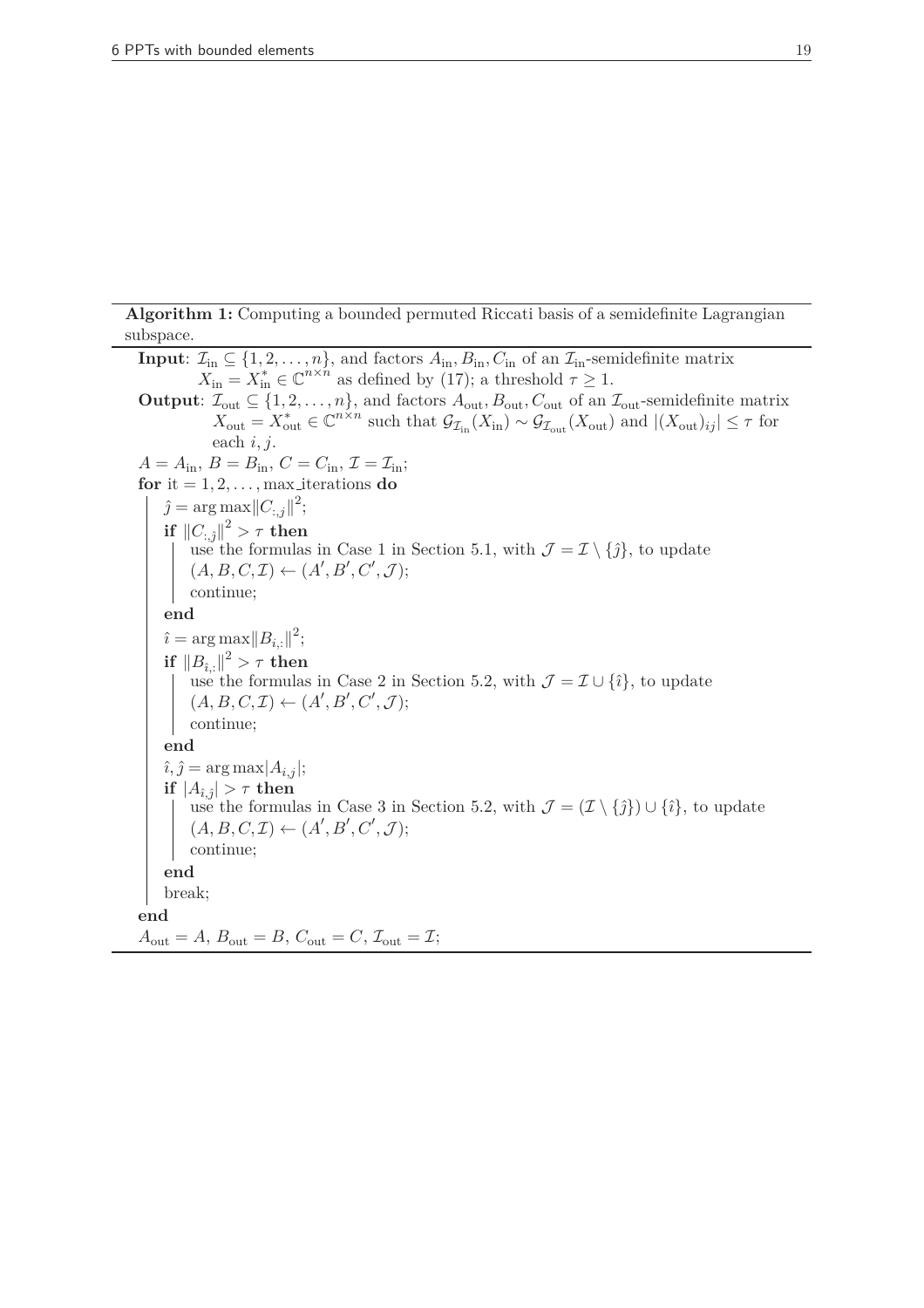**Algorithm 1:** Computing a bounded permuted Riccati basis of a semidefinite Lagrangian subspace.

```
Input: I_in ⊆ {1, 2, ..., n}, and factors A_in, B_in, C_in of an I_in-semidefinite matrix
       X_in = X_in^* ∈ C^{n×n} as defined by (17); a threshold τ ≥ 1.
Output: I_out ⊆ {1, 2, ..., n}, and factors A_out, B_out, C_out of an I_out-semidefinite matrix
       X_out = X_out^* ∈ C^{n×n} such that G_{I_in}(X_in) ~ G_{I_out}(X_out) and |(X_out)_{ij}| ≤ τ for
       each i, j.
A = A_in, B = B_in, C = C_in, I = I_in;
for it = 1, 2, ..., max_iterations do
    ĵ = arg max ||C_{:,j}||^2;
    if ||C_{:,ĵ}||^2 > τ then
        use the formulas in Case 1 in Section 5.1, with J = I \ {ĵ}, to update
        (A, B, C, I) ← (A', B', C', J);
        continue;
    end
    î = arg max ||B_{i,:}||^2;
    if ||B_{î,:}||^2 > τ then
        use the formulas in Case 2 in Section 5.2, with J = I ∪ {î}, to update
        (A, B, C, I) ← (A', B', C', J);
        continue;
    end
    î, ĵ = arg max |A_{i,j}|;
    if |A_{î,ĵ}| > τ then
        use the formulas in Case 3 in Section 5.2, with J = (I \ {ĵ}) ∪ {î}, to update
        (A, B, C, I) ← (A', B', C', J);
        continue;
    end
    break;
end
A_out = A, B_out = B, C_out = C, I_out = I;
```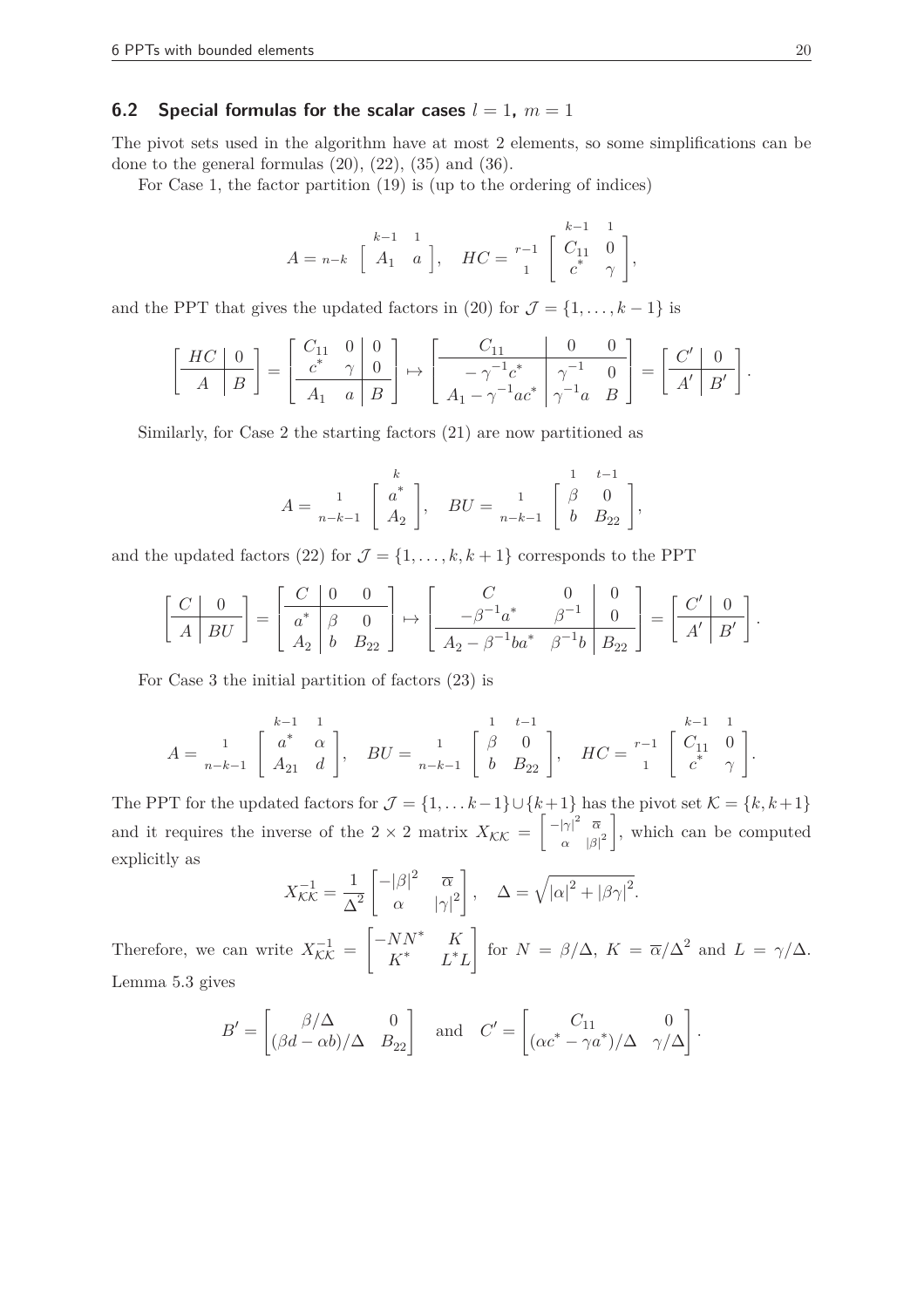### 6.2 Special formulas for the scalar cases $l = 1$, $m = 1$

The pivot sets used in the algorithm have at most 2 elements, so some simplifications can be done to the general formulas (20), (22), (35) and (36).

For Case 1, the factor partition (19) is (up to the ordering of indices)

$$A = {\scriptstyle n-k} \overset{\begin{matrix}\scriptstyle k-1 & \scriptstyle 1\end{matrix}}{\begin{bmatrix} A_1 & a \end{bmatrix}}, \quad HC = \begin{matrix}\scriptstyle r-1 \\ \scriptstyle 1\end{matrix} \overset{\begin{matrix}\scriptstyle k-1 & \scriptstyle 1\end{matrix}}{\begin{bmatrix} C_{11} & 0 \\ c^* & \gamma \end{bmatrix}},$$

and the PPT that gives the updated factors in (20) for $\mathcal{J} = \{1, \dots, k-1\}$ is

$$\left[\begin{array}{c|c} HC & 0 \\ \hline A & B \end{array}\right] = \left[\begin{array}{cc|c} C_{11} & 0 & 0 \\ c^* & \gamma & 0 \\ \hline A_1 & a & B \end{array}\right] \mapsto \left[\begin{array}{c|cc} C_{11} & 0 & 0 \\ -\gamma^{-1}c^* & \gamma^{-1} & 0 \\ \hline A_1 - \gamma^{-1}ac^* & \gamma^{-1}a & B \end{array}\right] = \left[\begin{array}{c|c} C' & 0 \\ \hline A' & B' \end{array}\right].$$

Similarly, for Case 2 the starting factors (21) are now partitioned as

$$A = \begin{matrix}\scriptstyle 1 \\ \scriptstyle n-k-1\end{matrix} \overset{\scriptstyle k}{\begin{bmatrix} a^* \\ A_2 \end{bmatrix}}, \quad BU = \begin{matrix}\scriptstyle 1 \\ \scriptstyle n-k-1\end{matrix} \overset{\begin{matrix}\scriptstyle 1 & \scriptstyle t-1\end{matrix}}{\begin{bmatrix} \beta & 0 \\ b & B_{22} \end{bmatrix}},$$

and the updated factors (22) for $\mathcal{J} = \{1, \dots, k, k+1\}$ corresponds to the PPT

$$\left[\begin{array}{c|c} C & 0 \\ \hline A & BU \end{array}\right] = \left[\begin{array}{c|cc} C & 0 & 0 \\ \hline a^* & \beta & 0 \\ A_2 & b & B_{22} \end{array}\right] \mapsto \left[\begin{array}{cc|c} C & 0 & 0 \\ -\beta^{-1}a^* & \beta^{-1} & 0 \\ \hline A_2 - \beta^{-1}ba^* & \beta^{-1}b & B_{22} \end{array}\right] = \left[\begin{array}{c|c} C' & 0 \\ \hline A' & B' \end{array}\right].$$

For Case 3 the initial partition of factors (23) is

$$A = \begin{matrix}\scriptstyle 1 \\ \scriptstyle n-k-1\end{matrix} \overset{\begin{matrix}\scriptstyle k-1 & \scriptstyle 1\end{matrix}}{\begin{bmatrix} a^* & \alpha \\ A_{21} & d \end{bmatrix}}, \quad BU = \begin{matrix}\scriptstyle 1 \\ \scriptstyle n-k-1\end{matrix} \overset{\begin{matrix}\scriptstyle 1 & \scriptstyle t-1\end{matrix}}{\begin{bmatrix} \beta & 0 \\ b & B_{22} \end{bmatrix}}, \quad HC = \begin{matrix}\scriptstyle r-1 \\ \scriptstyle 1\end{matrix} \overset{\begin{matrix}\scriptstyle k-1 & \scriptstyle 1\end{matrix}}{\begin{bmatrix} C_{11} & 0 \\ c^* & \gamma \end{bmatrix}}.$$

The PPT for the updated factors for $\mathcal{J} = \{1, \dots k-1\} \cup \{k+1\}$ has the pivot set $\mathcal{K} = \{k, k+1\}$ and it requires the inverse of the $2 \times 2$ matrix $X_{\mathcal{K}\mathcal{K}} = \begin{bmatrix} -|\gamma|^2 & \overline{\alpha} \\ \alpha & |\beta|^2 \end{bmatrix}$, which can be computed explicitly as

$$X_{\mathcal{K}\mathcal{K}}^{-1} = \frac{1}{\Delta^2}\begin{bmatrix} -|\beta|^2 & \overline{\alpha} \\ \alpha & |\gamma|^2 \end{bmatrix}, \quad \Delta = \sqrt{|\alpha|^2 + |\beta\gamma|^2}.$$

Therefore, we can write $X_{\mathcal{K}\mathcal{K}}^{-1} = \begin{bmatrix} -NN^* & K \\ K^* & L^*L \end{bmatrix}$ for $N = \beta/\Delta$, $K = \overline{\alpha}/\Delta^2$ and $L = \gamma/\Delta$. Lemma 5.3 gives

$$B' = \begin{bmatrix} \beta/\Delta & 0 \\ (\beta d - \alpha b)/\Delta & B_{22} \end{bmatrix} \quad \text{and} \quad C' = \begin{bmatrix} C_{11} & 0 \\ (\alpha c^* - \gamma a^*)/\Delta & \gamma/\Delta \end{bmatrix}.$$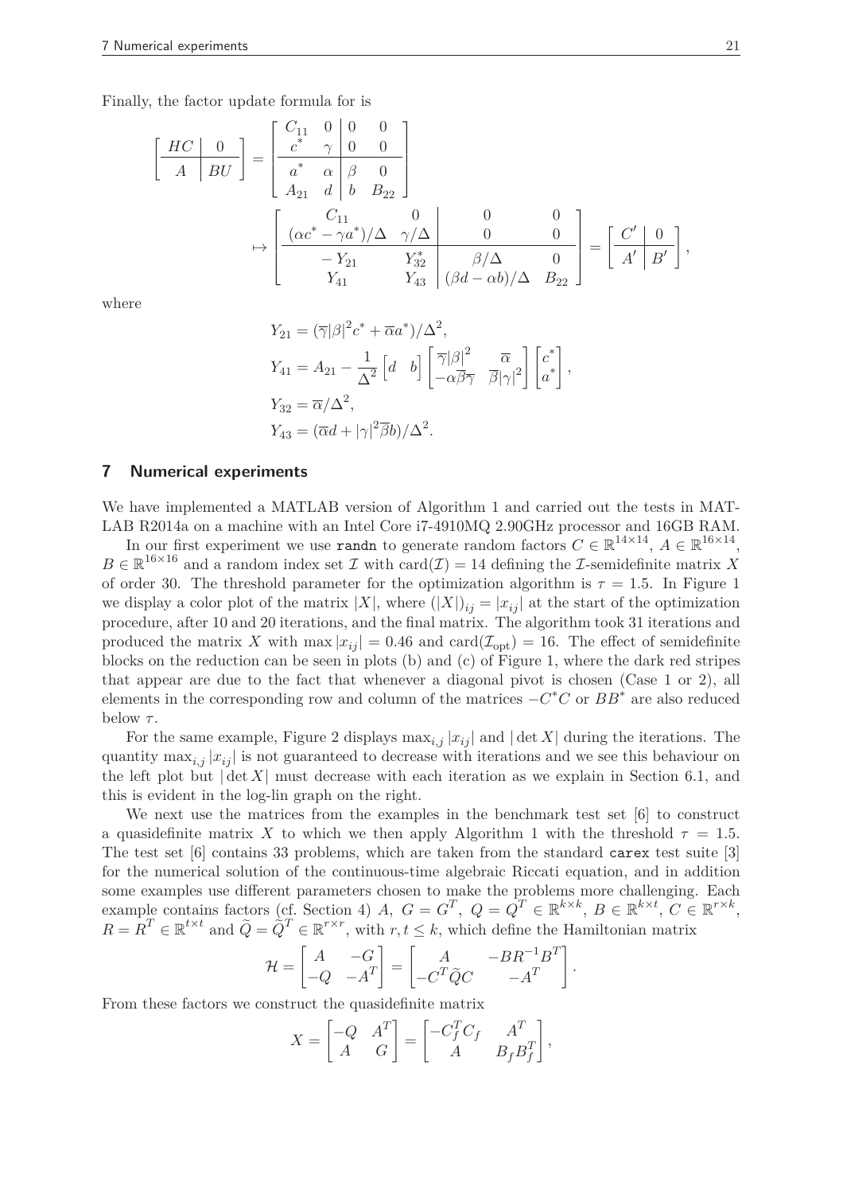Finally, the factor update formula for is

$$
\left[\begin{array}{c|c} HC & 0 \\ \hline A & BU \end{array}\right] = \left[\begin{array}{cc|cc} C_{11} & 0 & 0 & 0 \\ c^* & \gamma & 0 & 0 \\ \hline a^* & \alpha & \beta & 0 \\ A_{21} & d & b & B_{22} \end{array}\right]
$$

$$
\mapsto \left[\begin{array}{cc|cc} C_{11} & 0 & 0 & 0 \\ (\alpha c^* - \gamma a^*)/\Delta & \gamma/\Delta & 0 & 0 \\ \hline -Y_{21} & Y_{32}^* & \beta/\Delta & 0 \\ Y_{41} & Y_{43} & (\beta d - \alpha b)/\Delta & B_{22} \end{array}\right] = \left[\begin{array}{c|c} C' & 0 \\ \hline A' & B' \end{array}\right],
$$

where

$$
\begin{aligned}
Y_{21} &= (\overline{\gamma}|\beta|^2 c^* + \overline{\alpha} a^*)/\Delta^2, \\
Y_{41} &= A_{21} - \frac{1}{\Delta^2} \begin{bmatrix} d & b \end{bmatrix} \begin{bmatrix} \overline{\gamma}|\beta|^2 & \overline{\alpha} \\ -\alpha\overline{\beta}\overline{\gamma} & \overline{\beta}|\gamma|^2 \end{bmatrix} \begin{bmatrix} c^* \\ a^* \end{bmatrix}, \\
Y_{32} &= \overline{\alpha}/\Delta^2, \\
Y_{43} &= (\overline{\alpha} d + |\gamma|^2 \overline{\beta} b)/\Delta^2.
\end{aligned}
$$

## 7 Numerical experiments

We have implemented a MATLAB version of Algorithm 1 and carried out the tests in MATLAB R2014a on a machine with an Intel Core i7-4910MQ 2.90GHz processor and 16GB RAM.

In our first experiment we use `randn` to generate random factors $C \in \mathbb{R}^{14\times 14}$, $A \in \mathbb{R}^{16\times 14}$, $B \in \mathbb{R}^{16\times 16}$ and a random index set $\mathcal{I}$ with $\mathrm{card}(\mathcal{I}) = 14$ defining the $\mathcal{I}$-semidefinite matrix $X$ of order 30. The threshold parameter for the optimization algorithm is $\tau = 1.5$. In Figure 1 we display a color plot of the matrix $|X|$, where $(|X|)_{ij} = |x_{ij}|$ at the start of the optimization procedure, after 10 and 20 iterations, and the final matrix. The algorithm took 31 iterations and produced the matrix $X$ with $\max |x_{ij}| = 0.46$ and $\mathrm{card}(\mathcal{I}_{\mathrm{opt}}) = 16$. The effect of semidefinite blocks on the reduction can be seen in plots (b) and (c) of Figure 1, where the dark red stripes that appear are due to the fact that whenever a diagonal pivot is chosen (Case 1 or 2), all elements in the corresponding row and column of the matrices $-C^*C$ or $BB^*$ are also reduced below $\tau$.

For the same example, Figure 2 displays $\max_{i,j} |x_{ij}|$ and $|\det X|$ during the iterations. The quantity $\max_{i,j} |x_{ij}|$ is not guaranteed to decrease with iterations and we see this behaviour on the left plot but $|\det X|$ must decrease with each iteration as we explain in Section 6.1, and this is evident in the log-lin graph on the right.

We next use the matrices from the examples in the benchmark test set [6] to construct a quasidefinite matrix $X$ to which we then apply Algorithm 1 with the threshold $\tau = 1.5$. The test set [6] contains 33 problems, which are taken from the standard `carex` test suite [3] for the numerical solution of the continuous-time algebraic Riccati equation, and in addition some examples use different parameters chosen to make the problems more challenging. Each example contains factors (cf. Section 4) $A$, $G = G^T$, $Q = Q^T \in \mathbb{R}^{k\times k}$, $B \in \mathbb{R}^{k\times t}$, $C \in \mathbb{R}^{r\times k}$, $R = R^T \in \mathbb{R}^{t\times t}$ and $\widetilde{Q} = \widetilde{Q}^T \in \mathbb{R}^{r\times r}$, with $r, t \le k$, which define the Hamiltonian matrix

$$
\mathcal{H} = \begin{bmatrix} A & -G \\ -Q & -A^T \end{bmatrix} = \begin{bmatrix} A & -BR^{-1}B^T \\ -C^T\widetilde{Q}C & -A^T \end{bmatrix}.
$$

From these factors we construct the quasidefinite matrix

$$
X = \begin{bmatrix} -Q & A^T \\ A & G \end{bmatrix} = \begin{bmatrix} -C_f^T C_f & A^T \\ A & B_f B_f^T \end{bmatrix},
$$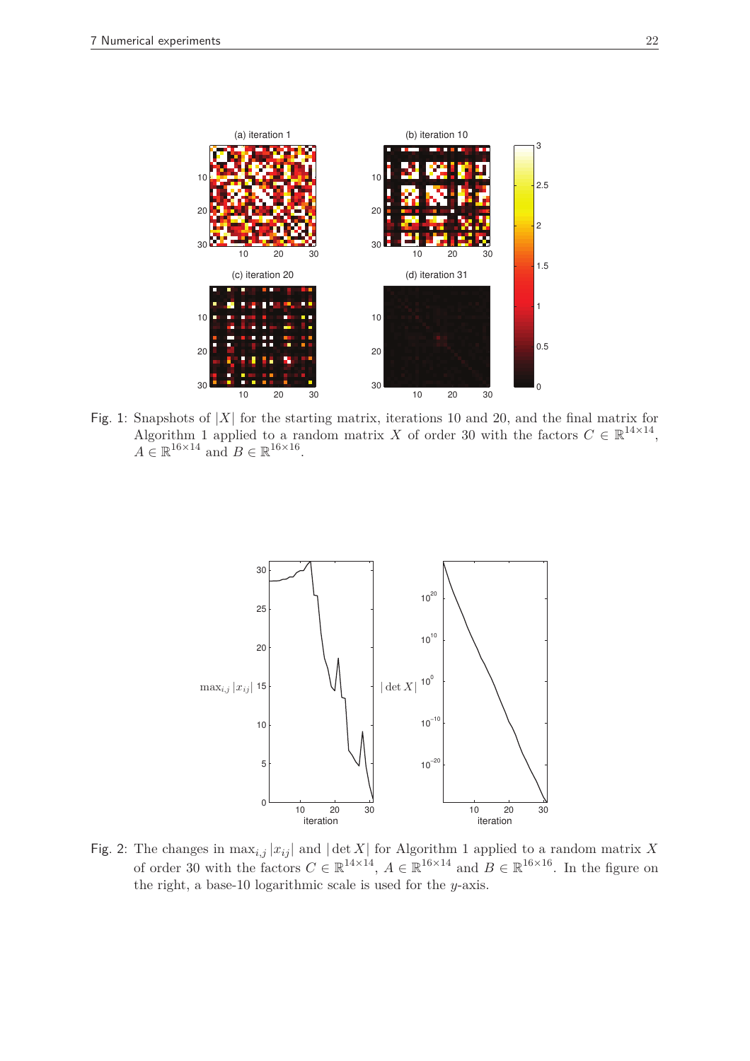Fig. 1: Snapshots of $|X|$ for the starting matrix, iterations 10 and 20, and the final matrix for Algorithm 1 applied to a random matrix $X$ of order 30 with the factors $C \in \mathbb{R}^{14\times 14}$, $A \in \mathbb{R}^{16\times 14}$ and $B \in \mathbb{R}^{16\times 16}$.

Fig. 2: The changes in $\max_{i,j} |x_{ij}|$ and $|\det X|$ for Algorithm 1 applied to a random matrix $X$ of order 30 with the factors $C \in \mathbb{R}^{14\times 14}$, $A \in \mathbb{R}^{16\times 14}$ and $B \in \mathbb{R}^{16\times 16}$. In the figure on the right, a base-10 logarithmic scale is used for the $y$-axis.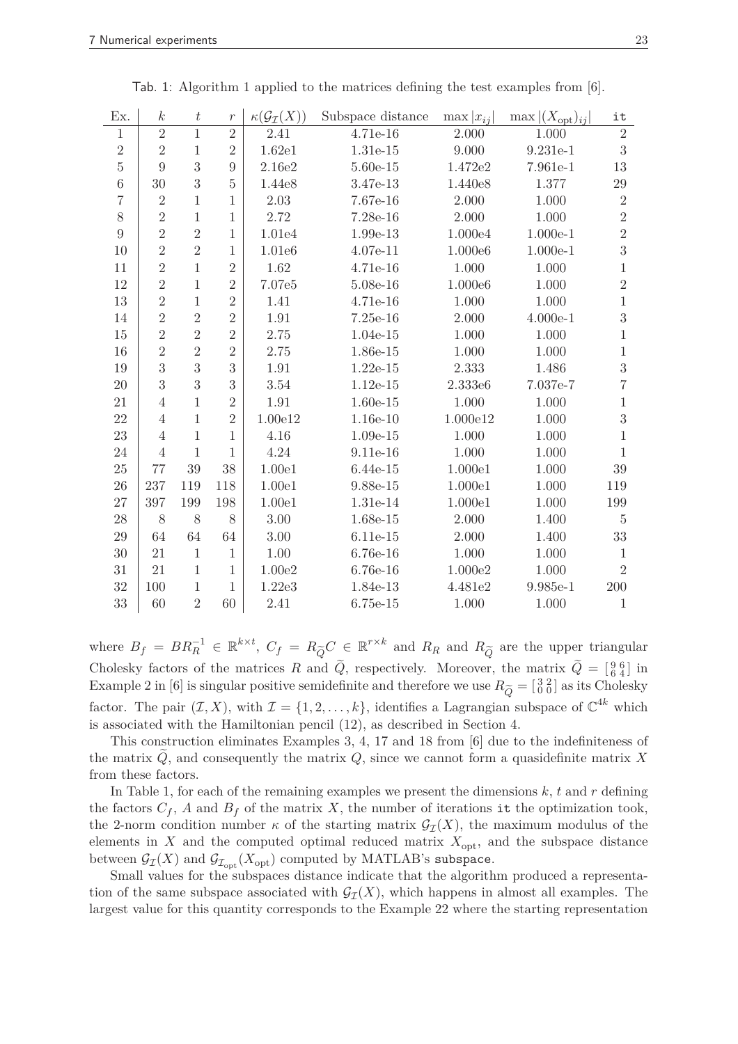Tab. 1: Algorithm 1 applied to the matrices defining the test examples from [6].

| Ex. | $k$ | $t$ | $r$ | $\kappa(\mathcal{G}_{\mathcal{I}}(X))$ | Subspace distance | $\max\lvert x_{ij}\rvert$ | $\max\lvert (X_{\text{opt}})_{ij}\rvert$ | it |
|---|---|---|---|---|---|---|---|---|
| 1 | 2 | 1 | 2 | 2.41 | 4.71e-16 | 2.000 | 1.000 | 2 |
| 2 | 2 | 1 | 2 | 1.62e1 | 1.31e-15 | 9.000 | 9.231e-1 | 3 |
| 5 | 9 | 3 | 9 | 2.16e2 | 5.60e-15 | 1.472e2 | 7.961e-1 | 13 |
| 6 | 30 | 3 | 5 | 1.44e8 | 3.47e-13 | 1.440e8 | 1.377 | 29 |
| 7 | 2 | 1 | 1 | 2.03 | 7.67e-16 | 2.000 | 1.000 | 2 |
| 8 | 2 | 1 | 1 | 2.72 | 7.28e-16 | 2.000 | 1.000 | 2 |
| 9 | 2 | 2 | 1 | 1.01e4 | 1.99e-13 | 1.000e4 | 1.000e-1 | 2 |
| 10 | 2 | 2 | 1 | 1.01e6 | 4.07e-11 | 1.000e6 | 1.000e-1 | 3 |
| 11 | 2 | 1 | 2 | 1.62 | 4.71e-16 | 1.000 | 1.000 | 1 |
| 12 | 2 | 1 | 2 | 7.07e5 | 5.08e-16 | 1.000e6 | 1.000 | 2 |
| 13 | 2 | 1 | 2 | 1.41 | 4.71e-16 | 1.000 | 1.000 | 1 |
| 14 | 2 | 2 | 2 | 1.91 | 7.25e-16 | 2.000 | 4.000e-1 | 3 |
| 15 | 2 | 2 | 2 | 2.75 | 1.04e-15 | 1.000 | 1.000 | 1 |
| 16 | 2 | 2 | 2 | 2.75 | 1.86e-15 | 1.000 | 1.000 | 1 |
| 19 | 3 | 3 | 3 | 1.91 | 1.22e-15 | 2.333 | 1.486 | 3 |
| 20 | 3 | 3 | 3 | 3.54 | 1.12e-15 | 2.333e6 | 7.037e-7 | 7 |
| 21 | 4 | 1 | 2 | 1.91 | 1.60e-15 | 1.000 | 1.000 | 1 |
| 22 | 4 | 1 | 2 | 1.00e12 | 1.16e-10 | 1.000e12 | 1.000 | 3 |
| 23 | 4 | 1 | 1 | 4.16 | 1.09e-15 | 1.000 | 1.000 | 1 |
| 24 | 4 | 1 | 1 | 4.24 | 9.11e-16 | 1.000 | 1.000 | 1 |
| 25 | 77 | 39 | 38 | 1.00e1 | 6.44e-15 | 1.000e1 | 1.000 | 39 |
| 26 | 237 | 119 | 118 | 1.00e1 | 9.88e-15 | 1.000e1 | 1.000 | 119 |
| 27 | 397 | 199 | 198 | 1.00e1 | 1.31e-14 | 1.000e1 | 1.000 | 199 |
| 28 | 8 | 8 | 8 | 3.00 | 1.68e-15 | 2.000 | 1.400 | 5 |
| 29 | 64 | 64 | 64 | 3.00 | 6.11e-15 | 2.000 | 1.400 | 33 |
| 30 | 21 | 1 | 1 | 1.00 | 6.76e-16 | 1.000 | 1.000 | 1 |
| 31 | 21 | 1 | 1 | 1.00e2 | 6.76e-16 | 1.000e2 | 1.000 | 2 |
| 32 | 100 | 1 | 1 | 1.22e3 | 1.84e-13 | 4.481e2 | 9.985e-1 | 200 |
| 33 | 60 | 2 | 60 | 2.41 | 6.75e-15 | 1.000 | 1.000 | 1 |

where $B_f = BR_R^{-1} \in \mathbb{R}^{k\times t}$, $C_f = R_{\widetilde{Q}}C \in \mathbb{R}^{r\times k}$ and $R_R$ and $R_{\widetilde{Q}}$ are the upper triangular Cholesky factors of the matrices $R$ and $\widetilde{Q}$, respectively. Moreover, the matrix $\widetilde{Q} = \left[\begin{smallmatrix} 9 & 6 \\ 6 & 4 \end{smallmatrix}\right]$ in Example 2 in [6] is singular positive semidefinite and therefore we use $R_{\widetilde{Q}} = \left[\begin{smallmatrix} 3 & 2 \\ 0 & 0 \end{smallmatrix}\right]$ as its Cholesky factor. The pair $(\mathcal{I}, X)$, with $\mathcal{I} = \{1, 2, \ldots, k\}$, identifies a Lagrangian subspace of $\mathbb{C}^{4k}$ which is associated with the Hamiltonian pencil (12), as described in Section 4.

This construction eliminates Examples 3, 4, 17 and 18 from [6] due to the indefiniteness of the matrix $\widetilde{Q}$, and consequently the matrix $Q$, since we cannot form a quasidefinite matrix $X$ from these factors.

In Table 1, for each of the remaining examples we present the dimensions $k$, $t$ and $r$ defining the factors $C_f$, $A$ and $B_f$ of the matrix $X$, the number of iterations `it` the optimization took, the 2-norm condition number $\kappa$ of the starting matrix $\mathcal{G}_{\mathcal{I}}(X)$, the maximum modulus of the elements in $X$ and the computed optimal reduced matrix $X_{\text{opt}}$, and the subspace distance between $\mathcal{G}_{\mathcal{I}}(X)$ and $\mathcal{G}_{\mathcal{I}_{\text{opt}}}(X_{\text{opt}})$ computed by MATLAB's `subspace`.

Small values for the subspaces distance indicate that the algorithm produced a representation of the same subspace associated with $\mathcal{G}_{\mathcal{I}}(X)$, which happens in almost all examples. The largest value for this quantity corresponds to the Example 22 where the starting representation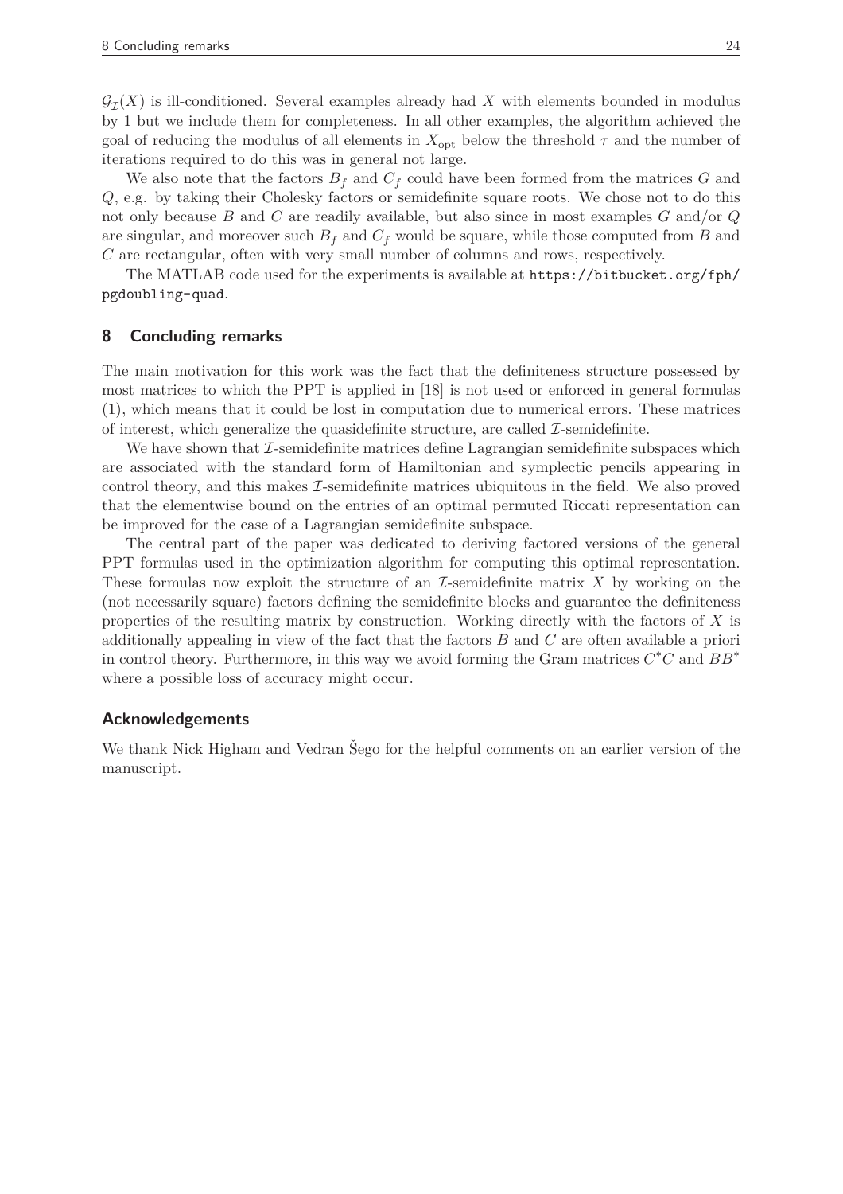$\mathcal{G}_{\mathcal{I}}(X)$ is ill-conditioned. Several examples already had $X$ with elements bounded in modulus by 1 but we include them for completeness. In all other examples, the algorithm achieved the goal of reducing the modulus of all elements in $X_{\text{opt}}$ below the threshold $\tau$ and the number of iterations required to do this was in general not large.

We also note that the factors $B_f$ and $C_f$ could have been formed from the matrices $G$ and $Q$, e.g. by taking their Cholesky factors or semidefinite square roots. We chose not to do this not only because $B$ and $C$ are readily available, but also since in most examples $G$ and/or $Q$ are singular, and moreover such $B_f$ and $C_f$ would be square, while those computed from $B$ and $C$ are rectangular, often with very small number of columns and rows, respectively.

The MATLAB code used for the experiments is available at `https://bitbucket.org/fph/pgdoubling-quad`.

## 8 Concluding remarks

The main motivation for this work was the fact that the definiteness structure possessed by most matrices to which the PPT is applied in [18] is not used or enforced in general formulas (1), which means that it could be lost in computation due to numerical errors. These matrices of interest, which generalize the quasidefinite structure, are called $\mathcal{I}$-semidefinite.

We have shown that $\mathcal{I}$-semidefinite matrices define Lagrangian semidefinite subspaces which are associated with the standard form of Hamiltonian and symplectic pencils appearing in control theory, and this makes $\mathcal{I}$-semidefinite matrices ubiquitous in the field. We also proved that the elementwise bound on the entries of an optimal permuted Riccati representation can be improved for the case of a Lagrangian semidefinite subspace.

The central part of the paper was dedicated to deriving factored versions of the general PPT formulas used in the optimization algorithm for computing this optimal representation. These formulas now exploit the structure of an $\mathcal{I}$-semidefinite matrix $X$ by working on the (not necessarily square) factors defining the semidefinite blocks and guarantee the definiteness properties of the resulting matrix by construction. Working directly with the factors of $X$ is additionally appealing in view of the fact that the factors $B$ and $C$ are often available a priori in control theory. Furthermore, in this way we avoid forming the Gram matrices $C^*C$ and $BB^*$ where a possible loss of accuracy might occur.

### Acknowledgements

We thank Nick Higham and Vedran Šego for the helpful comments on an earlier version of the manuscript.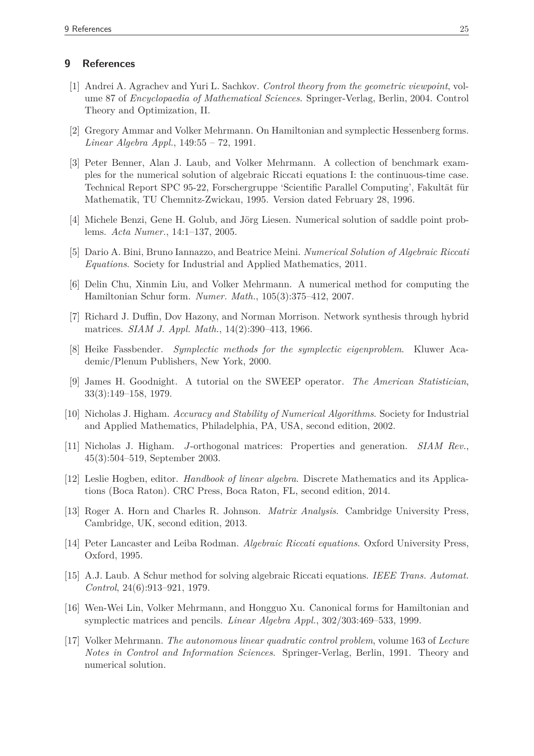## 9 References

[1] Andrei A. Agrachev and Yuri L. Sachkov. *Control theory from the geometric viewpoint*, volume 87 of *Encyclopaedia of Mathematical Sciences*. Springer-Verlag, Berlin, 2004. Control Theory and Optimization, II.

[2] Gregory Ammar and Volker Mehrmann. On Hamiltonian and symplectic Hessenberg forms. *Linear Algebra Appl.*, 149:55 – 72, 1991.

[3] Peter Benner, Alan J. Laub, and Volker Mehrmann. A collection of benchmark examples for the numerical solution of algebraic Riccati equations I: the continuous-time case. Technical Report SPC 95-22, Forschergruppe 'Scientific Parallel Computing', Fakultät für Mathematik, TU Chemnitz-Zwickau, 1995. Version dated February 28, 1996.

[4] Michele Benzi, Gene H. Golub, and Jörg Liesen. Numerical solution of saddle point problems. *Acta Numer.*, 14:1–137, 2005.

[5] Dario A. Bini, Bruno Iannazzo, and Beatrice Meini. *Numerical Solution of Algebraic Riccati Equations*. Society for Industrial and Applied Mathematics, 2011.

[6] Delin Chu, Xinmin Liu, and Volker Mehrmann. A numerical method for computing the Hamiltonian Schur form. *Numer. Math.*, 105(3):375–412, 2007.

[7] Richard J. Duffin, Dov Hazony, and Norman Morrison. Network synthesis through hybrid matrices. *SIAM J. Appl. Math.*, 14(2):390–413, 1966.

[8] Heike Fassbender. *Symplectic methods for the symplectic eigenproblem*. Kluwer Academic/Plenum Publishers, New York, 2000.

[9] James H. Goodnight. A tutorial on the SWEEP operator. *The American Statistician*, 33(3):149–158, 1979.

[10] Nicholas J. Higham. *Accuracy and Stability of Numerical Algorithms*. Society for Industrial and Applied Mathematics, Philadelphia, PA, USA, second edition, 2002.

[11] Nicholas J. Higham. $J$-orthogonal matrices: Properties and generation. *SIAM Rev.*, 45(3):504–519, September 2003.

[12] Leslie Hogben, editor. *Handbook of linear algebra*. Discrete Mathematics and its Applications (Boca Raton). CRC Press, Boca Raton, FL, second edition, 2014.

[13] Roger A. Horn and Charles R. Johnson. *Matrix Analysis*. Cambridge University Press, Cambridge, UK, second edition, 2013.

[14] Peter Lancaster and Leiba Rodman. *Algebraic Riccati equations*. Oxford University Press, Oxford, 1995.

[15] A.J. Laub. A Schur method for solving algebraic Riccati equations. *IEEE Trans. Automat. Control*, 24(6):913–921, 1979.

[16] Wen-Wei Lin, Volker Mehrmann, and Hongguo Xu. Canonical forms for Hamiltonian and symplectic matrices and pencils. *Linear Algebra Appl.*, 302/303:469–533, 1999.

[17] Volker Mehrmann. *The autonomous linear quadratic control problem*, volume 163 of *Lecture Notes in Control and Information Sciences*. Springer-Verlag, Berlin, 1991. Theory and numerical solution.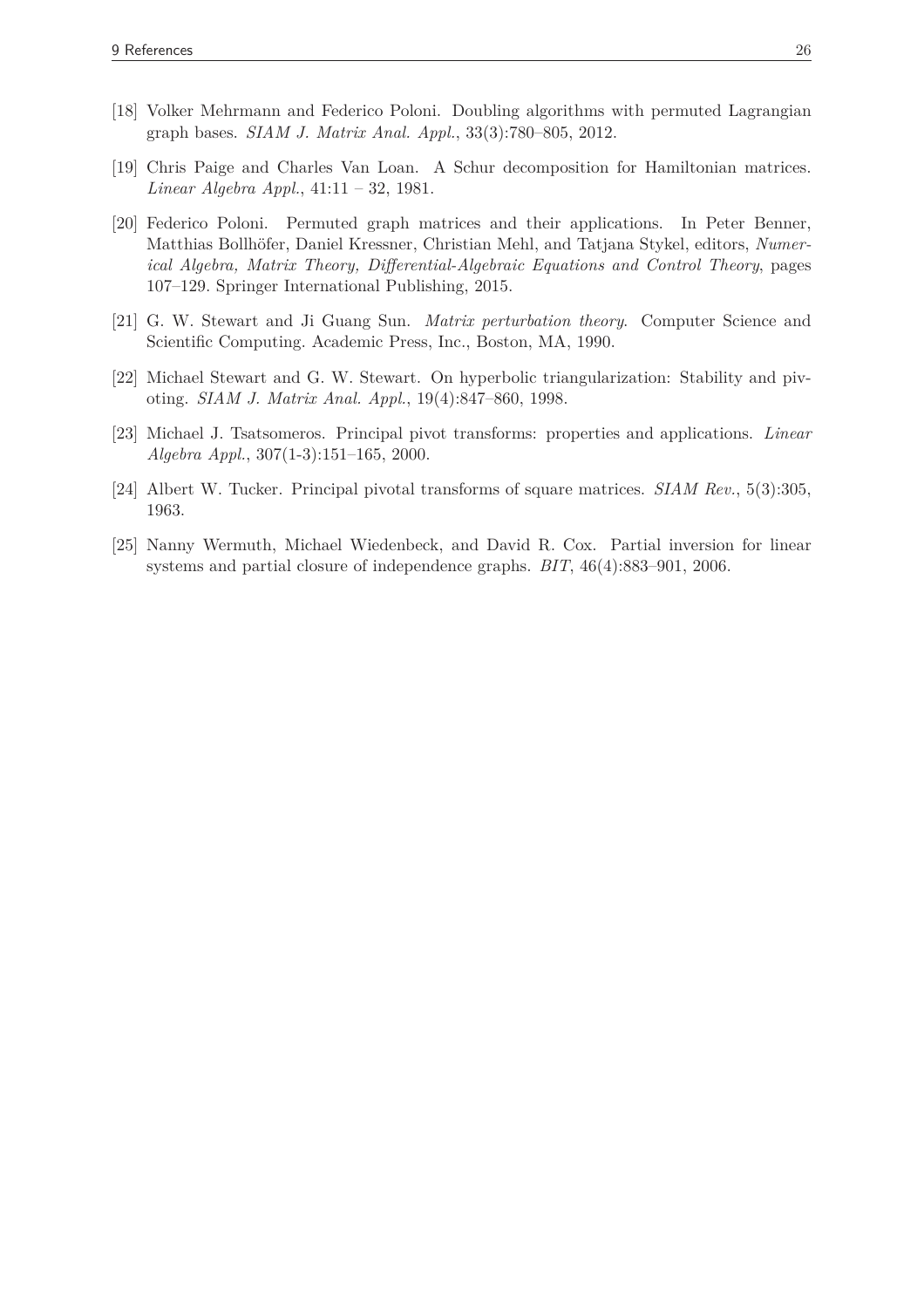[18] Volker Mehrmann and Federico Poloni. Doubling algorithms with permuted Lagrangian graph bases. *SIAM J. Matrix Anal. Appl.*, 33(3):780–805, 2012.

[19] Chris Paige and Charles Van Loan. A Schur decomposition for Hamiltonian matrices. *Linear Algebra Appl.*, 41:11 – 32, 1981.

[20] Federico Poloni. Permuted graph matrices and their applications. In Peter Benner, Matthias Bollhöfer, Daniel Kressner, Christian Mehl, and Tatjana Stykel, editors, *Numerical Algebra, Matrix Theory, Differential-Algebraic Equations and Control Theory*, pages 107–129. Springer International Publishing, 2015.

[21] G. W. Stewart and Ji Guang Sun. *Matrix perturbation theory*. Computer Science and Scientific Computing. Academic Press, Inc., Boston, MA, 1990.

[22] Michael Stewart and G. W. Stewart. On hyperbolic triangularization: Stability and pivoting. *SIAM J. Matrix Anal. Appl.*, 19(4):847–860, 1998.

[23] Michael J. Tsatsomeros. Principal pivot transforms: properties and applications. *Linear Algebra Appl.*, 307(1-3):151–165, 2000.

[24] Albert W. Tucker. Principal pivotal transforms of square matrices. *SIAM Rev.*, 5(3):305, 1963.

[25] Nanny Wermuth, Michael Wiedenbeck, and David R. Cox. Partial inversion for linear systems and partial closure of independence graphs. *BIT*, 46(4):883–901, 2006.